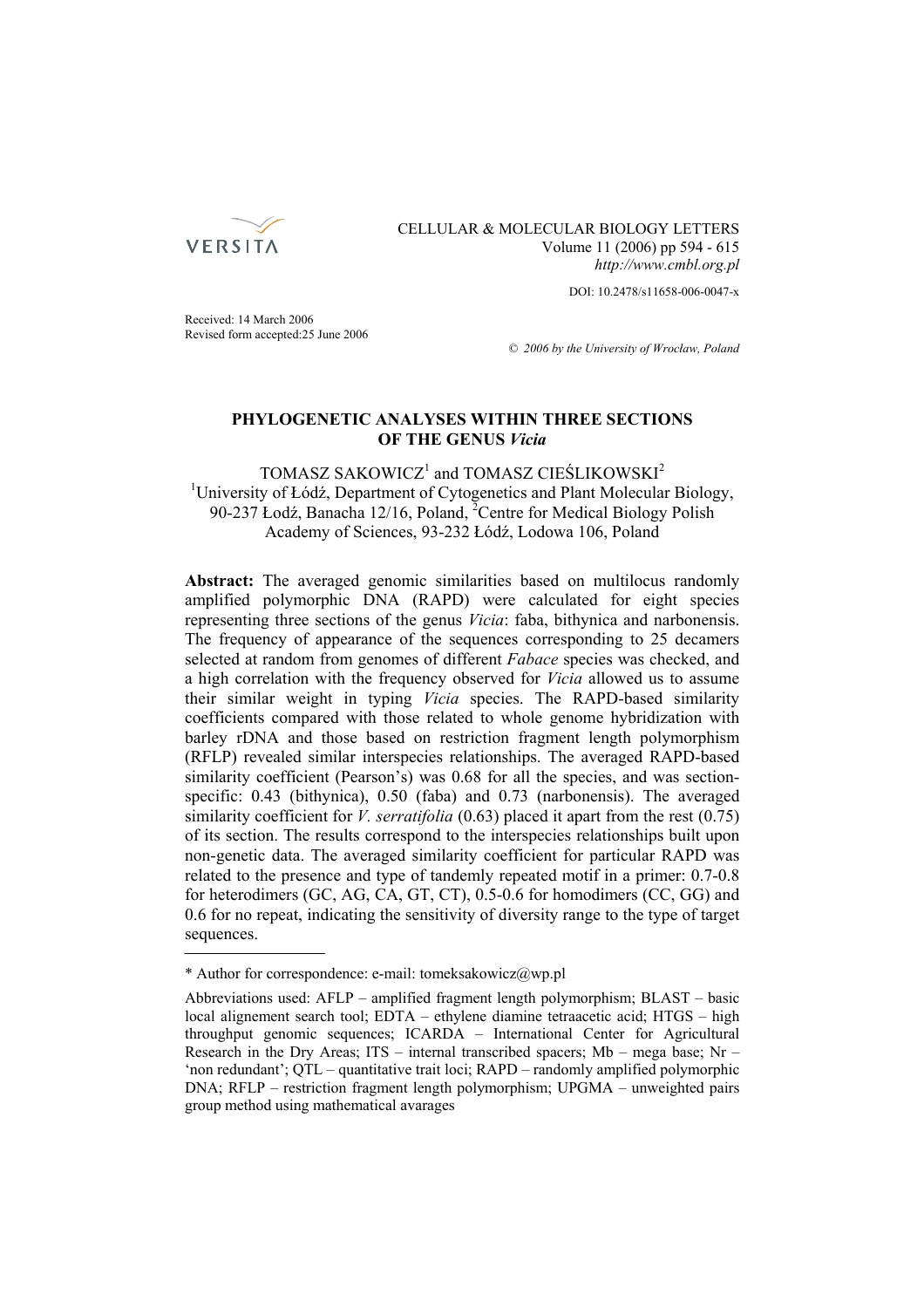CELLULAR & MOLECULAR BIOLOGY LETTERS
Volume 11 (2006) pp 594 - 615
*http://www.cmbl.org.pl*

DOI: 10.2478/s11658-006-0047-x

Received: 14 March 2006
Revised form accepted:25 June 2006

© *2006 by the University of Wrocław, Poland*

# PHYLOGENETIC ANALYSES WITHIN THREE SECTIONS OF THE GENUS *Vicia*

TOMASZ SAKOWICZ[1] and TOMASZ CIEŚLIKOWSKI[2]
[1]University of Łódź, Department of Cytogenetics and Plant Molecular Biology, 90-237 Łódź, Banacha 12/16, Poland, [2]Centre for Medical Biology Polish Academy of Sciences, 93-232 Łódź, Lodowa 106, Poland

**Abstract:** The averaged genomic similarities based on multilocus randomly amplified polymorphic DNA (RAPD) were calculated for eight species representing three sections of the genus *Vicia*: faba, bithynica and narbonensis. The frequency of appearance of the sequences corresponding to 25 decamers selected at random from genomes of different *Fabace* species was checked, and a high correlation with the frequency observed for *Vicia* allowed us to assume their similar weight in typing *Vicia* species. The RAPD-based similarity coefficients compared with those related to whole genome hybridization with barley rDNA and those based on restriction fragment length polymorphism (RFLP) revealed similar interspecies relationships. The averaged RAPD-based similarity coefficient (Pearson's) was 0.68 for all the species, and was section-specific: 0.43 (bithynica), 0.50 (faba) and 0.73 (narbonensis). The averaged similarity coefficient for *V. serratifolia* (0.63) placed it apart from the rest (0.75) of its section. The results correspond to the interspecies relationships built upon non-genetic data. The averaged similarity coefficient for particular RAPD was related to the presence and type of tandemly repeated motif in a primer: 0.7-0.8 for heterodimers (GC, AG, CA, GT, CT), 0.5-0.6 for homodimers (CC, GG) and 0.6 for no repeat, indicating the sensitivity of diversity range to the type of target sequences.

---

\* Author for correspondence: e-mail: tomeksakowicz@wp.pl

Abbreviations used: AFLP – amplified fragment length polymorphism; BLAST – basic local alignement search tool; EDTA – ethylene diamine tetraacetic acid; HTGS – high throughput genomic sequences; ICARDA – International Center for Agricultural Research in the Dry Areas; ITS – internal transcribed spacers; Mb – mega base; Nr – 'non redundant'; QTL – quantitative trait loci; RAPD – randomly amplified polymorphic DNA; RFLP – restriction fragment length polymorphism; UPGMA – unweighted pairs group method using mathematical avarages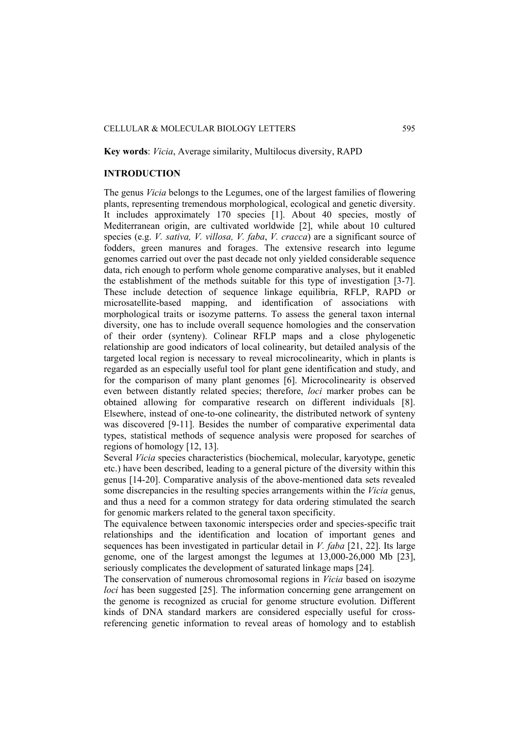**Key words**: *Vicia*, Average similarity, Multilocus diversity, RAPD

## INTRODUCTION

The genus *Vicia* belongs to the Legumes, one of the largest families of flowering plants, representing tremendous morphological, ecological and genetic diversity. It includes approximately 170 species [1]. About 40 species, mostly of Mediterranean origin, are cultivated worldwide [2], while about 10 cultured species (e.g. *V. sativa, V. villosa, V. faba*, *V. cracca*) are a significant source of fodders, green manures and forages. The extensive research into legume genomes carried out over the past decade not only yielded considerable sequence data, rich enough to perform whole genome comparative analyses, but it enabled the establishment of the methods suitable for this type of investigation [3-7]. These include detection of sequence linkage equilibria, RFLP, RAPD or microsatellite-based mapping, and identification of associations with morphological traits or isozyme patterns. To assess the general taxon internal diversity, one has to include overall sequence homologies and the conservation of their order (synteny). Colinear RFLP maps and a close phylogenetic relationship are good indicators of local colinearity, but detailed analysis of the targeted local region is necessary to reveal microcolinearity, which in plants is regarded as an especially useful tool for plant gene identification and study, and for the comparison of many plant genomes [6]. Microcolinearity is observed even between distantly related species; therefore, *loci* marker probes can be obtained allowing for comparative research on different individuals [8]. Elsewhere, instead of one-to-one colinearity, the distributed network of synteny was discovered [9-11]. Besides the number of comparative experimental data types, statistical methods of sequence analysis were proposed for searches of regions of homology [12, 13].

Several *Vicia* species characteristics (biochemical, molecular, karyotype, genetic etc.) have been described, leading to a general picture of the diversity within this genus [14-20]. Comparative analysis of the above-mentioned data sets revealed some discrepancies in the resulting species arrangements within the *Vicia* genus, and thus a need for a common strategy for data ordering stimulated the search for genomic markers related to the general taxon specificity.

The equivalence between taxonomic interspecies order and species-specific trait relationships and the identification and location of important genes and sequences has been investigated in particular detail in *V. faba* [21, 22]. Its large genome, one of the largest amongst the legumes at 13,000-26,000 Mb [23], seriously complicates the development of saturated linkage maps [24].

The conservation of numerous chromosomal regions in *Vicia* based on isozyme *loci* has been suggested [25]. The information concerning gene arrangement on the genome is recognized as crucial for genome structure evolution. Different kinds of DNA standard markers are considered especially useful for cross-referencing genetic information to reveal areas of homology and to establish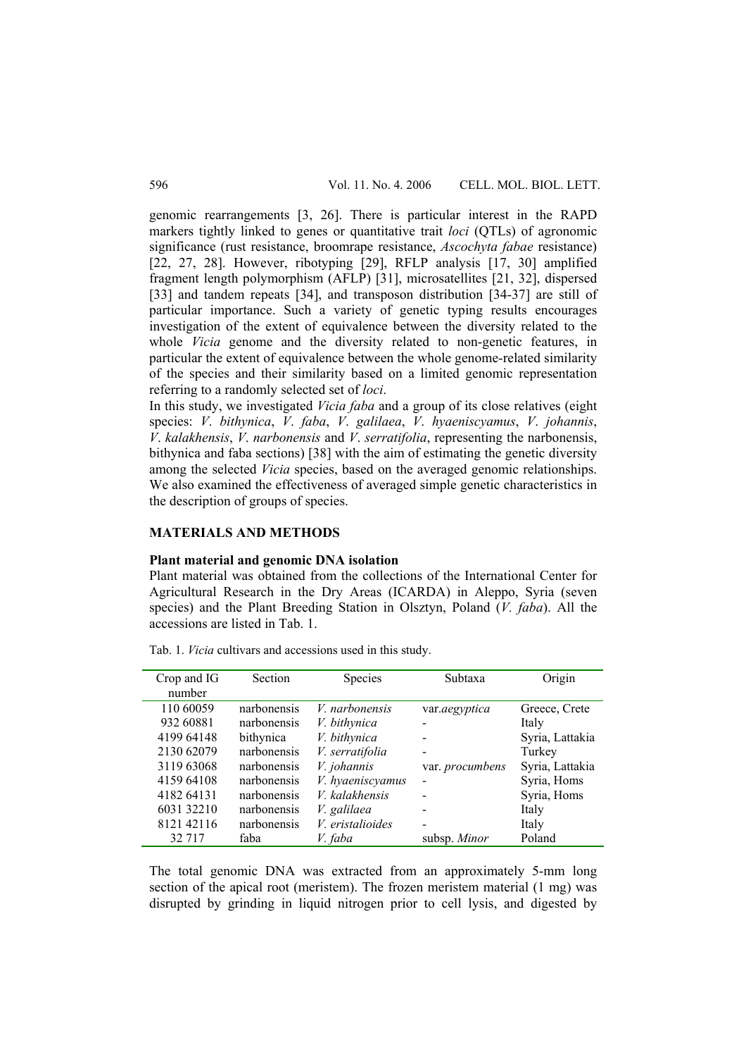genomic rearrangements [3, 26]. There is particular interest in the RAPD markers tightly linked to genes or quantitative trait *loci* (QTLs) of agronomic significance (rust resistance, broomrape resistance, *Ascochyta fabae* resistance) [22, 27, 28]. However, ribotyping [29], RFLP analysis [17, 30] amplified fragment length polymorphism (AFLP) [31], microsatellites [21, 32], dispersed [33] and tandem repeats [34], and transposon distribution [34-37] are still of particular importance. Such a variety of genetic typing results encourages investigation of the extent of equivalence between the diversity related to the whole *Vicia* genome and the diversity related to non-genetic features, in particular the extent of equivalence between the whole genome-related similarity of the species and their similarity based on a limited genomic representation referring to a randomly selected set of *loci*.

In this study, we investigated *Vicia faba* and a group of its close relatives (eight species: *V. bithynica*, *V. faba*, *V. galilaea*, *V. hyaeniscyamus*, *V. johannis*, *V. kalakhensis*, *V. narbonensis* and *V. serratifolia*, representing the narbonensis, bithynica and faba sections) [38] with the aim of estimating the genetic diversity among the selected *Vicia* species, based on the averaged genomic relationships. We also examined the effectiveness of averaged simple genetic characteristics in the description of groups of species.

## MATERIALS AND METHODS

### Plant material and genomic DNA isolation

Plant material was obtained from the collections of the International Center for Agricultural Research in the Dry Areas (ICARDA) in Aleppo, Syria (seven species) and the Plant Breeding Station in Olsztyn, Poland (*V. faba*). All the accessions are listed in Tab. 1.

Tab. 1. *Vicia* cultivars and accessions used in this study.

| Crop and IG number | Section | Species | Subtaxa | Origin |
|---|---|---|---|---|
| 110 60059 | narbonensis | *V. narbonensis* | var.*aegyptica* | Greece, Crete |
| 932 60881 | narbonensis | *V. bithynica* | - | Italy |
| 4199 64148 | bithynica | *V. bithynica* | - | Syria, Lattakia |
| 2130 62079 | narbonensis | *V. serratifolia* | - | Turkey |
| 3119 63068 | narbonensis | *V. johannis* | var. *procumbens* | Syria, Lattakia |
| 4159 64108 | narbonensis | *V. hyaeniscyamus* | - | Syria, Homs |
| 4182 64131 | narbonensis | *V. kalakhensis* | - | Syria, Homs |
| 6031 32210 | narbonensis | *V. galilaea* | - | Italy |
| 8121 42116 | narbonensis | *V. eristalioides* | - | Italy |
| 32 717 | faba | *V. faba* | subsp. *Minor* | Poland |

The total genomic DNA was extracted from an approximately 5-mm long section of the apical root (meristem). The frozen meristem material (1 mg) was disrupted by grinding in liquid nitrogen prior to cell lysis, and digested by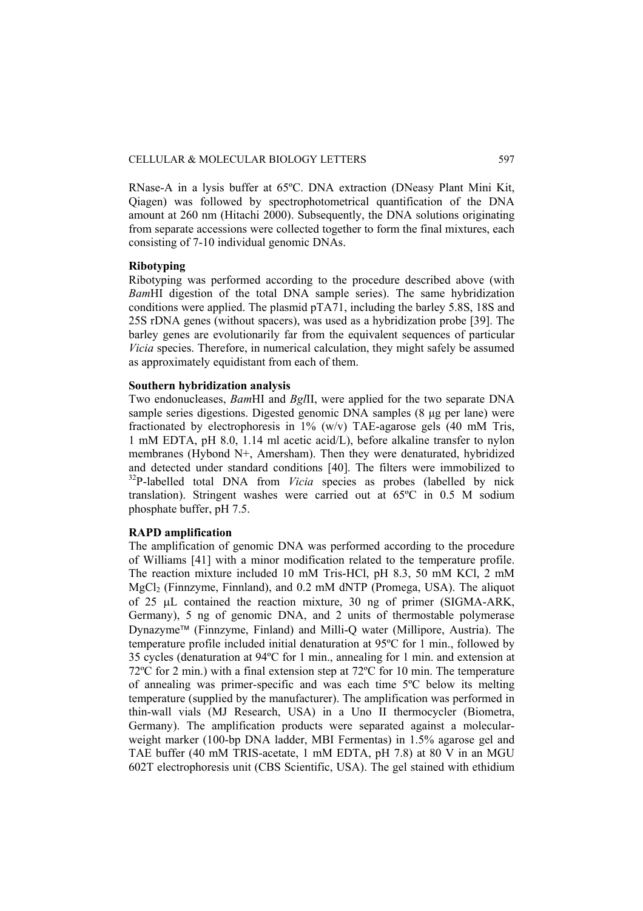RNase-A in a lysis buffer at 65ºC. DNA extraction (DNeasy Plant Mini Kit, Qiagen) was followed by spectrophotometrical quantification of the DNA amount at 260 nm (Hitachi 2000). Subsequently, the DNA solutions originating from separate accessions were collected together to form the final mixtures, each consisting of 7-10 individual genomic DNAs.

**Ribotyping**

Ribotyping was performed according to the procedure described above (with *Bam*HI digestion of the total DNA sample series). The same hybridization conditions were applied. The plasmid pTA71, including the barley 5.8S, 18S and 25S rDNA genes (without spacers), was used as a hybridization probe [39]. The barley genes are evolutionarily far from the equivalent sequences of particular *Vicia* species. Therefore, in numerical calculation, they might safely be assumed as approximately equidistant from each of them.

**Southern hybridization analysis**

Two endonucleases, *Bam*HI and *Bgl*II, were applied for the two separate DNA sample series digestions. Digested genomic DNA samples (8 μg per lane) were fractionated by electrophoresis in 1% (w/v) TAE-agarose gels (40 mM Tris, 1 mM EDTA, pH 8.0, 1.14 ml acetic acid/L), before alkaline transfer to nylon membranes (Hybond N+, Amersham). Then they were denaturated, hybridized and detected under standard conditions [40]. The filters were immobilized to $^{32}$P-labelled total DNA from *Vicia* species as probes (labelled by nick translation). Stringent washes were carried out at 65ºC in 0.5 M sodium phosphate buffer, pH 7.5.

**RAPD amplification**

The amplification of genomic DNA was performed according to the procedure of Williams [41] with a minor modification related to the temperature profile. The reaction mixture included 10 mM Tris-HCl, pH 8.3, 50 mM KCl, 2 mM $MgCl_2$ (Finnzyme, Finnland), and 0.2 mM dNTP (Promega, USA). The aliquot of 25 μL contained the reaction mixture, 30 ng of primer (SIGMA-ARK, Germany), 5 ng of genomic DNA, and 2 units of thermostable polymerase Dynazyme™ (Finnzyme, Finland) and Milli-Q water (Millipore, Austria). The temperature profile included initial denaturation at 95ºC for 1 min., followed by 35 cycles (denaturation at 94ºC for 1 min., annealing for 1 min. and extension at 72ºC for 2 min.) with a final extension step at 72ºC for 10 min. The temperature of annealing was primer-specific and was each time 5ºC below its melting temperature (supplied by the manufacturer). The amplification was performed in thin-wall vials (MJ Research, USA) in a Uno II thermocycler (Biometra, Germany). The amplification products were separated against a molecular-weight marker (100-bp DNA ladder, MBI Fermentas) in 1.5% agarose gel and TAE buffer (40 mM TRIS-acetate, 1 mM EDTA, pH 7.8) at 80 V in an MGU 602T electrophoresis unit (CBS Scientific, USA). The gel stained with ethidium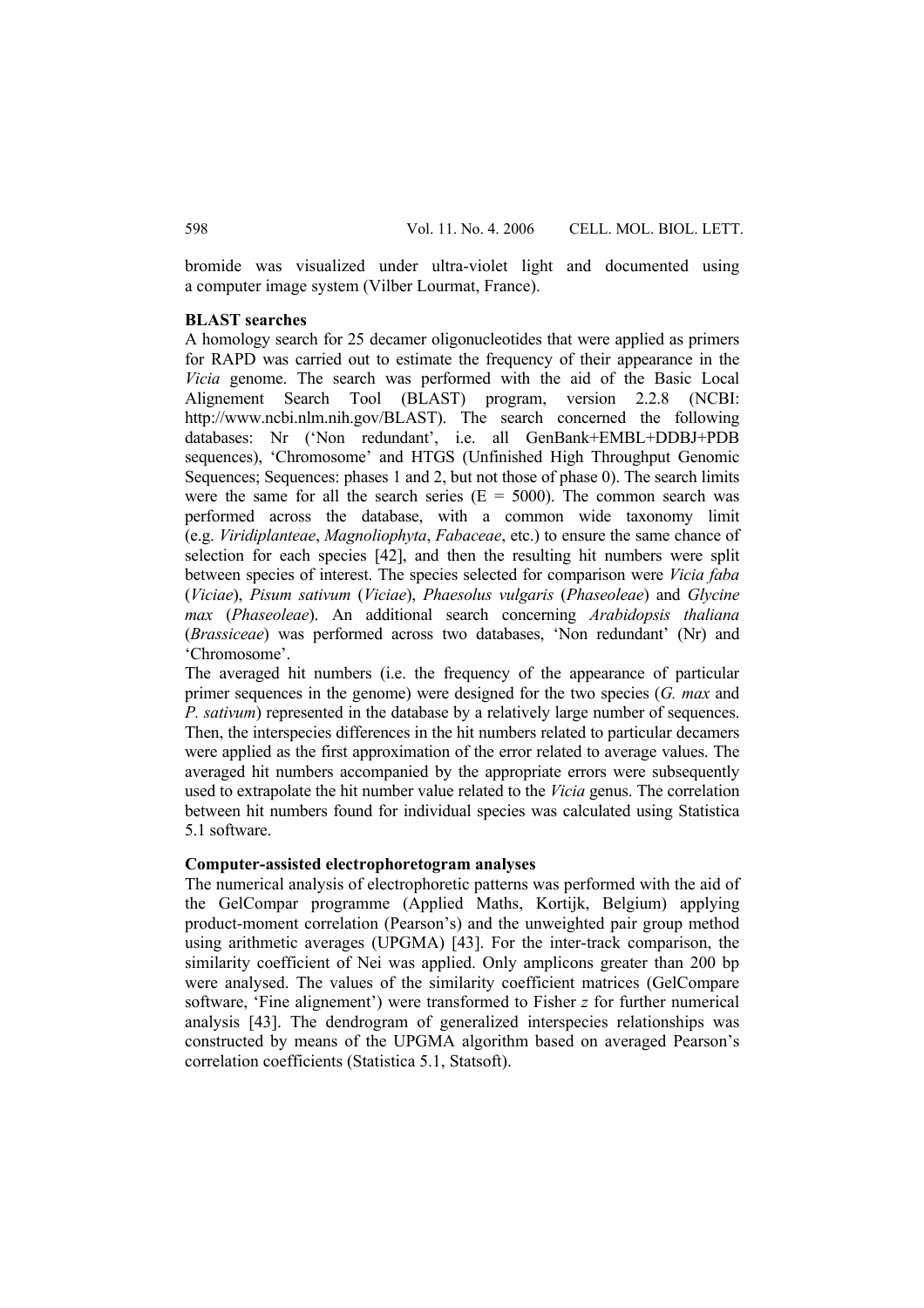bromide was visualized under ultra-violet light and documented using a computer image system (Vilber Lourmat, France).

**BLAST searches**

A homology search for 25 decamer oligonucleotides that were applied as primers for RAPD was carried out to estimate the frequency of their appearance in the *Vicia* genome. The search was performed with the aid of the Basic Local Alignement Search Tool (BLAST) program, version 2.2.8 (NCBI: http://www.ncbi.nlm.nih.gov/BLAST). The search concerned the following databases: Nr ('Non redundant', i.e. all GenBank+EMBL+DDBJ+PDB sequences), 'Chromosome' and HTGS (Unfinished High Throughput Genomic Sequences; Sequences: phases 1 and 2, but not those of phase 0). The search limits were the same for all the search series (E = 5000). The common search was performed across the database, with a common wide taxonomy limit (e.g. *Viridiplanteae*, *Magnoliophyta*, *Fabaceae*, etc.) to ensure the same chance of selection for each species [42], and then the resulting hit numbers were split between species of interest. The species selected for comparison were *Vicia faba* (*Viciae*), *Pisum sativum* (*Viciae*), *Phaesolus vulgaris* (*Phaseoleae*) and *Glycine max* (*Phaseoleae*). An additional search concerning *Arabidopsis thaliana* (*Brassiceae*) was performed across two databases, 'Non redundant' (Nr) and 'Chromosome'.

The averaged hit numbers (i.e. the frequency of the appearance of particular primer sequences in the genome) were designed for the two species (*G. max* and *P. sativum*) represented in the database by a relatively large number of sequences. Then, the interspecies differences in the hit numbers related to particular decamers were applied as the first approximation of the error related to average values. The averaged hit numbers accompanied by the appropriate errors were subsequently used to extrapolate the hit number value related to the *Vicia* genus. The correlation between hit numbers found for individual species was calculated using Statistica 5.1 software.

**Computer-assisted electrophoretogram analyses**

The numerical analysis of electrophoretic patterns was performed with the aid of the GelCompar programme (Applied Maths, Kortijk, Belgium) applying product-moment correlation (Pearson's) and the unweighted pair group method using arithmetic averages (UPGMA) [43]. For the inter-track comparison, the similarity coefficient of Nei was applied. Only amplicons greater than 200 bp were analysed. The values of the similarity coefficient matrices (GelCompare software, 'Fine alignement') were transformed to Fisher $z$ for further numerical analysis [43]. The dendrogram of generalized interspecies relationships was constructed by means of the UPGMA algorithm based on averaged Pearson's correlation coefficients (Statistica 5.1, Statsoft).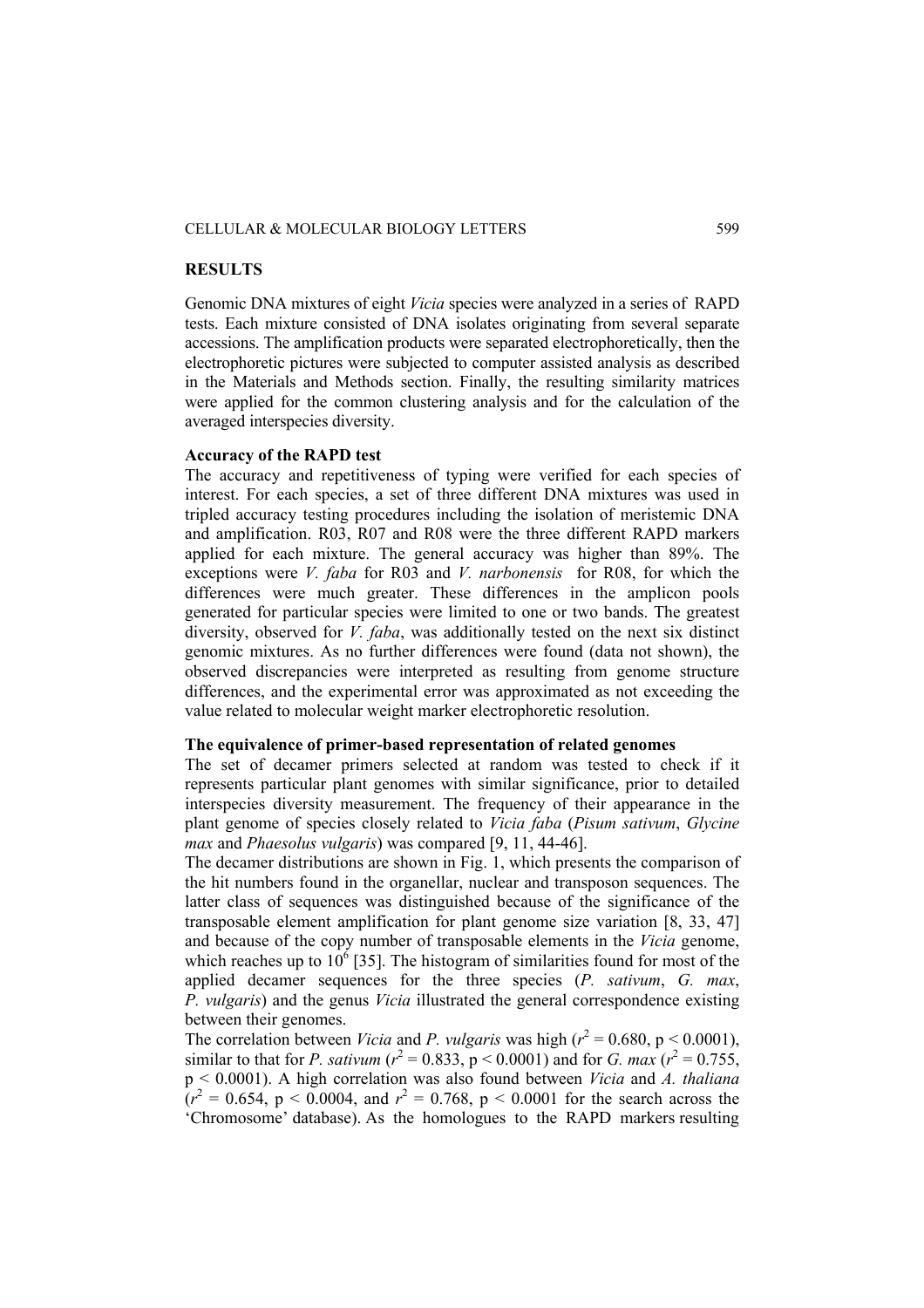## RESULTS

Genomic DNA mixtures of eight *Vicia* species were analyzed in a series of RAPD tests. Each mixture consisted of DNA isolates originating from several separate accessions. The amplification products were separated electrophoretically, then the electrophoretic pictures were subjected to computer assisted analysis as described in the Materials and Methods section. Finally, the resulting similarity matrices were applied for the common clustering analysis and for the calculation of the averaged interspecies diversity.

### Accuracy of the RAPD test

The accuracy and repetitiveness of typing were verified for each species of interest. For each species, a set of three different DNA mixtures was used in tripled accuracy testing procedures including the isolation of meristemic DNA and amplification. R03, R07 and R08 were the three different RAPD markers applied for each mixture. The general accuracy was higher than 89%. The exceptions were *V. faba* for R03 and *V. narbonensis* for R08, for which the differences were much greater. These differences in the amplicon pools generated for particular species were limited to one or two bands. The greatest diversity, observed for *V. faba*, was additionally tested on the next six distinct genomic mixtures. As no further differences were found (data not shown), the observed discrepancies were interpreted as resulting from genome structure differences, and the experimental error was approximated as not exceeding the value related to molecular weight marker electrophoretic resolution.

### The equivalence of primer-based representation of related genomes

The set of decamer primers selected at random was tested to check if it represents particular plant genomes with similar significance, prior to detailed interspecies diversity measurement. The frequency of their appearance in the plant genome of species closely related to *Vicia faba* (*Pisum sativum*, *Glycine max* and *Phaesolus vulgaris*) was compared [9, 11, 44-46].

The decamer distributions are shown in Fig. 1, which presents the comparison of the hit numbers found in the organellar, nuclear and transposon sequences. The latter class of sequences was distinguished because of the significance of the transposable element amplification for plant genome size variation [8, 33, 47] and because of the copy number of transposable elements in the *Vicia* genome, which reaches up to $10^6$ [35]. The histogram of similarities found for most of the applied decamer sequences for the three species (*P. sativum*, *G. max*, *P. vulgaris*) and the genus *Vicia* illustrated the general correspondence existing between their genomes.

The correlation between *Vicia* and *P. vulgaris* was high ($r^2 = 0.680$, $p < 0.0001$), similar to that for *P. sativum* ($r^2 = 0.833$, $p < 0.0001$) and for *G. max* ($r^2 = 0.755$, $p < 0.0001$). A high correlation was also found between *Vicia* and *A. thaliana* ($r^2 = 0.654$, $p < 0.0004$, and $r^2 = 0.768$, $p < 0.0001$ for the search across the 'Chromosome' database). As the homologues to the RAPD markers resulting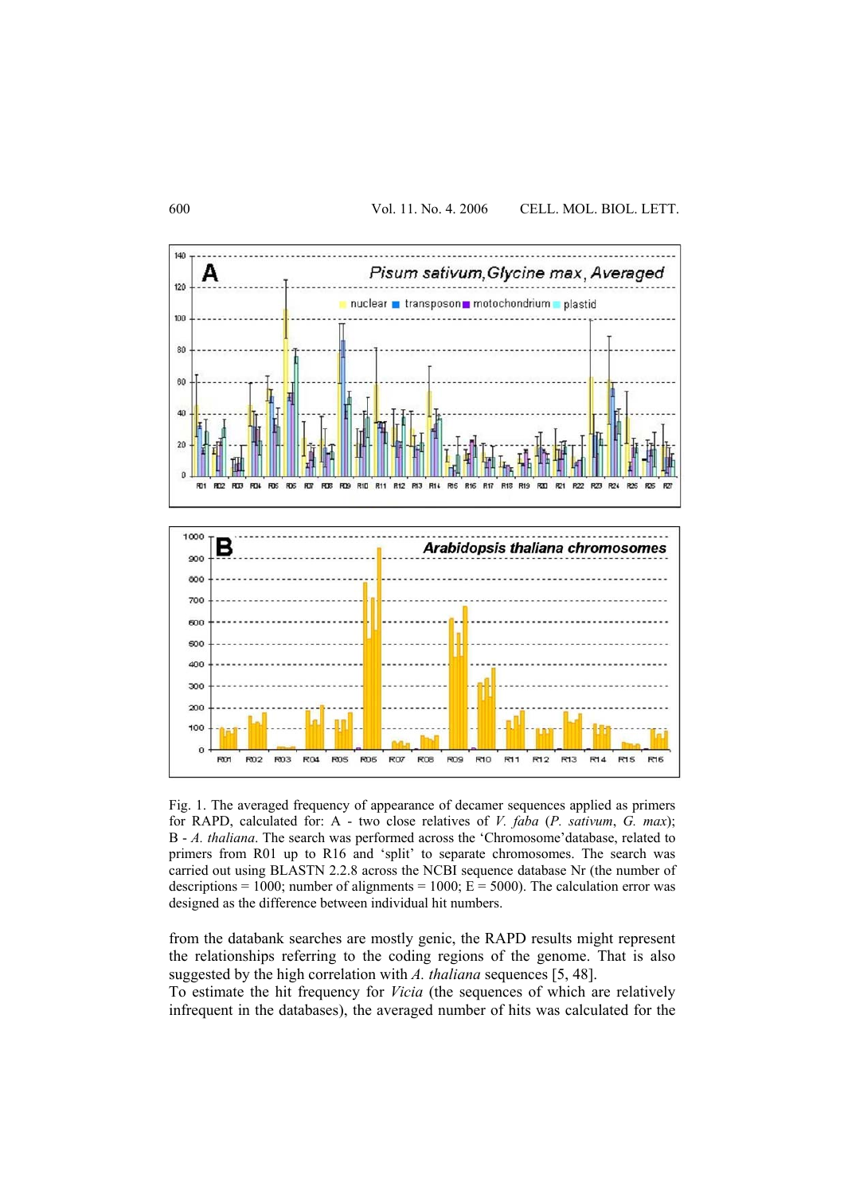Fig. 1. The averaged frequency of appearance of decamer sequences applied as primers for RAPD, calculated for: A - two close relatives of *V. faba* (*P. sativum*, *G. max*); B - *A. thaliana*. The search was performed across the 'Chromosome' database, related to primers from R01 up to R16 and 'split' to separate chromosomes. The search was carried out using BLASTN 2.2.8 across the NCBI sequence database Nr (the number of descriptions = 1000; number of alignments = 1000; E = 5000). The calculation error was designed as the difference between individual hit numbers.

from the databank searches are mostly genic, the RAPD results might represent the relationships referring to the coding regions of the genome. That is also suggested by the high correlation with *A. thaliana* sequences [5, 48].

To estimate the hit frequency for *Vicia* (the sequences of which are relatively infrequent in the databases), the averaged number of hits was calculated for the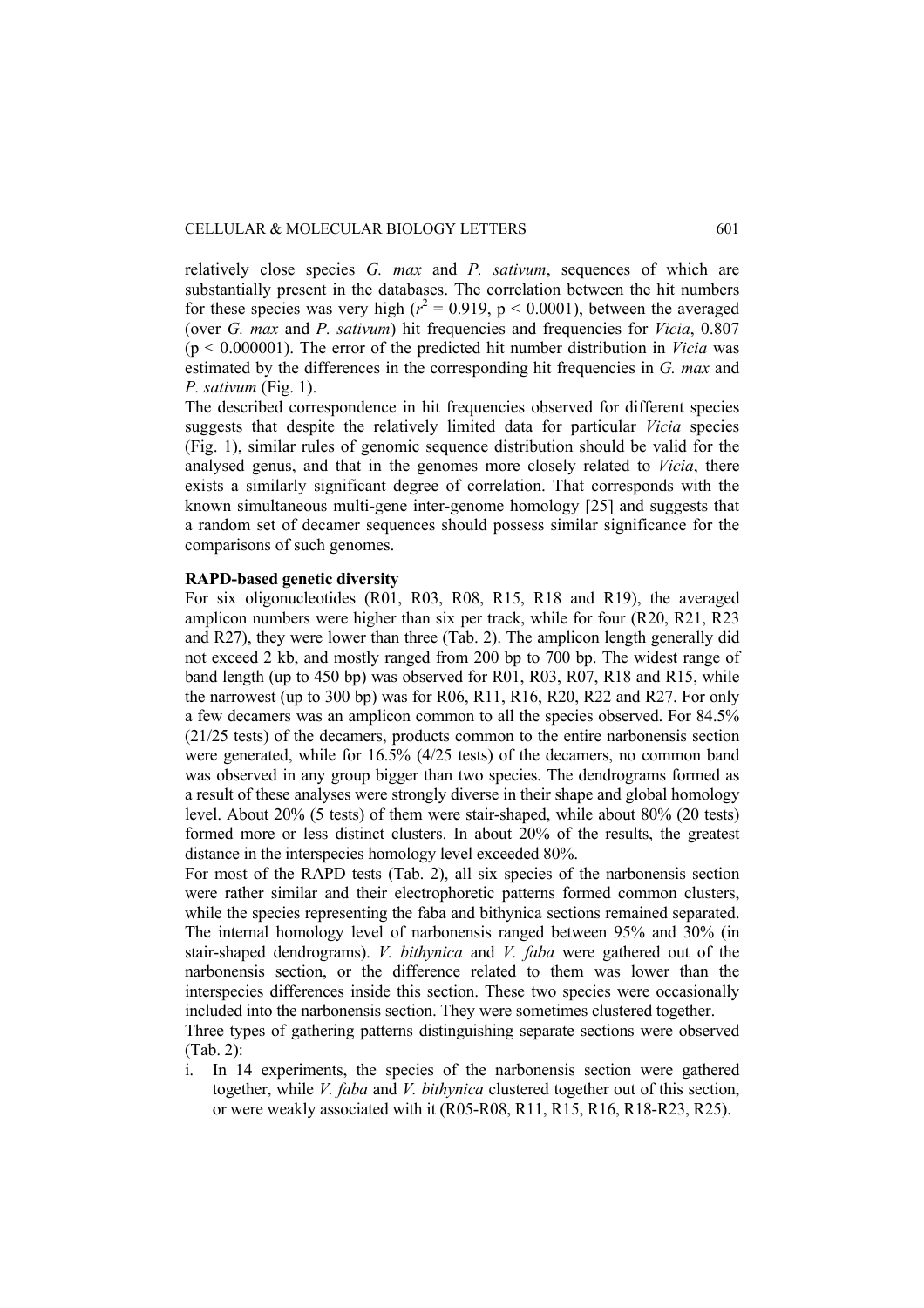relatively close species *G. max* and *P. sativum*, sequences of which are substantially present in the databases. The correlation between the hit numbers for these species was very high ($r^2 = 0.919$, $p < 0.0001$), between the averaged (over *G. max* and *P. sativum*) hit frequencies and frequencies for *Vicia*, 0.807 ($p < 0.000001$). The error of the predicted hit number distribution in *Vicia* was estimated by the differences in the corresponding hit frequencies in *G. max* and *P. sativum* (Fig. 1).

The described correspondence in hit frequencies observed for different species suggests that despite the relatively limited data for particular *Vicia* species (Fig. 1), similar rules of genomic sequence distribution should be valid for the analysed genus, and that in the genomes more closely related to *Vicia*, there exists a similarly significant degree of correlation. That corresponds with the known simultaneous multi-gene inter-genome homology [25] and suggests that a random set of decamer sequences should possess similar significance for the comparisons of such genomes.

**RAPD-based genetic diversity**

For six oligonucleotides (R01, R03, R08, R15, R18 and R19), the averaged amplicon numbers were higher than six per track, while for four (R20, R21, R23 and R27), they were lower than three (Tab. 2). The amplicon length generally did not exceed 2 kb, and mostly ranged from 200 bp to 700 bp. The widest range of band length (up to 450 bp) was observed for R01, R03, R07, R18 and R15, while the narrowest (up to 300 bp) was for R06, R11, R16, R20, R22 and R27. For only a few decamers was an amplicon common to all the species observed. For 84.5% (21/25 tests) of the decamers, products common to the entire narbonensis section were generated, while for 16.5% (4/25 tests) of the decamers, no common band was observed in any group bigger than two species. The dendrograms formed as a result of these analyses were strongly diverse in their shape and global homology level. About 20% (5 tests) of them were stair-shaped, while about 80% (20 tests) formed more or less distinct clusters. In about 20% of the results, the greatest distance in the interspecies homology level exceeded 80%.

For most of the RAPD tests (Tab. 2), all six species of the narbonensis section were rather similar and their electrophoretic patterns formed common clusters, while the species representing the faba and bithynica sections remained separated. The internal homology level of narbonensis ranged between 95% and 30% (in stair-shaped dendrograms). *V. bithynica* and *V. faba* were gathered out of the narbonensis section, or the difference related to them was lower than the interspecies differences inside this section. These two species were occasionally included into the narbonensis section. They were sometimes clustered together.

Three types of gathering patterns distinguishing separate sections were observed (Tab. 2):

i. In 14 experiments, the species of the narbonensis section were gathered together, while *V. faba* and *V. bithynica* clustered together out of this section, or were weakly associated with it (R05-R08, R11, R15, R16, R18-R23, R25).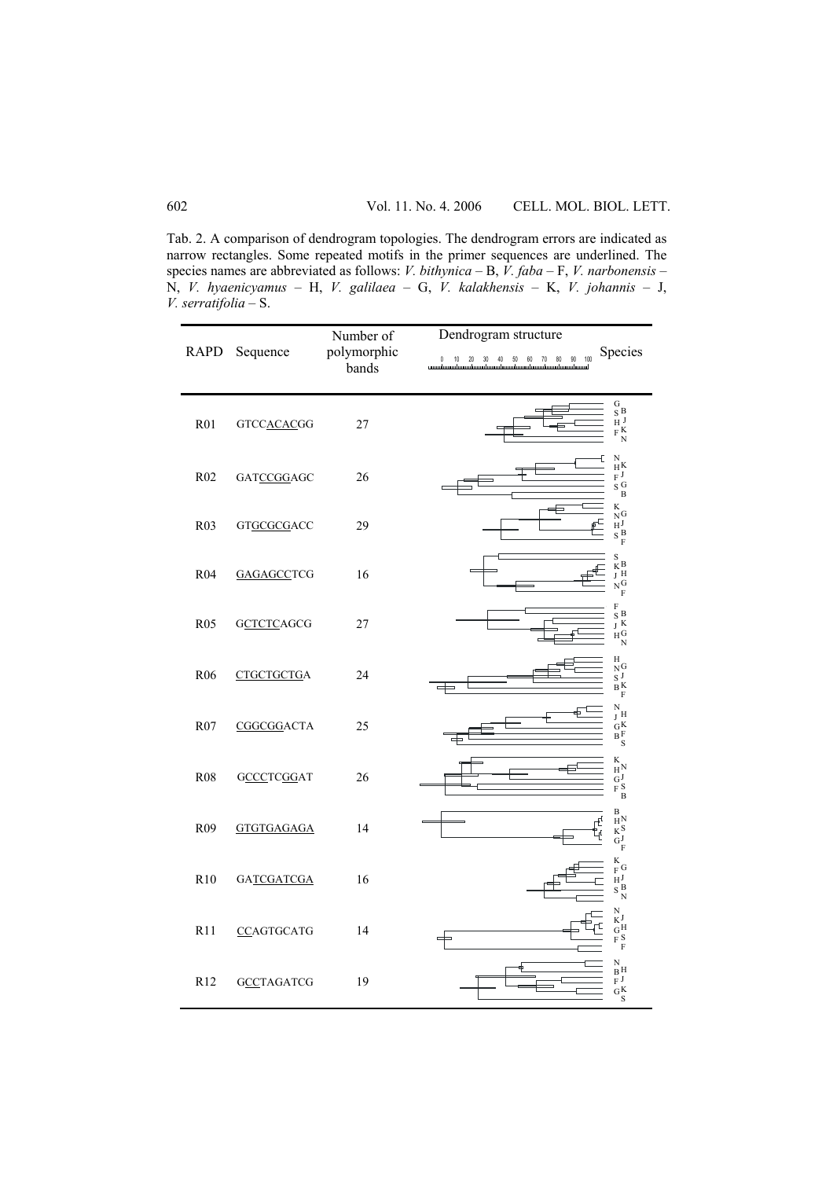Tab. 2. A comparison of dendrogram topologies. The dendrogram errors are indicated as narrow rectangles. Some repeated motifs in the primer sequences are underlined. The species names are abbreviated as follows: *V. bithynica* – B, *V. faba* – F, *V. narbonensis* – N, *V. hyaenicyamus* – H, *V. galilaea* – G, *V. kalakhensis* – K, *V. johannis* – J, *V. serratifolia* – S.

| RAPD | Sequence | Number of polymorphic bands | Dendrogram structure | Species |
|---|---|---|---|---|
| R01 | GTCC<u>ACAC</u>GG | 27 | | G S B H J F K N |
| R02 | GAT<u>CCGG</u>AGC | 26 | | N H K F J S G B |
| R03 | GT<u>GCGCG</u>ACC | 29 | | K N G H J S B F |
| R04 | <u>GAGAGCC</u>TCG | 16 | | S K B J H N G F |
| R05 | G<u>CTCTC</u>AGCG | 27 | | F S B J K H G N |
| R06 | <u>CTGCTGCTG</u>A | 24 | | H N G S J B K F |
| R07 | <u>CGGCGG</u>ACTA | 25 | | N J H G K B F S |
| R08 | G<u>CCC</u>TC<u>GG</u>AT | 26 | | K H N G J F S B |
| R09 | <u>GTGTGAGAGA</u> | 14 | | B H N K S G J F |
| R10 | GA<u>TCGATCGA</u> | 16 | | K F G H J S B N |
| R11 | <u>CC</u>AGTGCATG | 14 | | N K J G H F S F |
| R12 | G<u>CC</u>TAGATCG | 19 | | N B H F J G K S |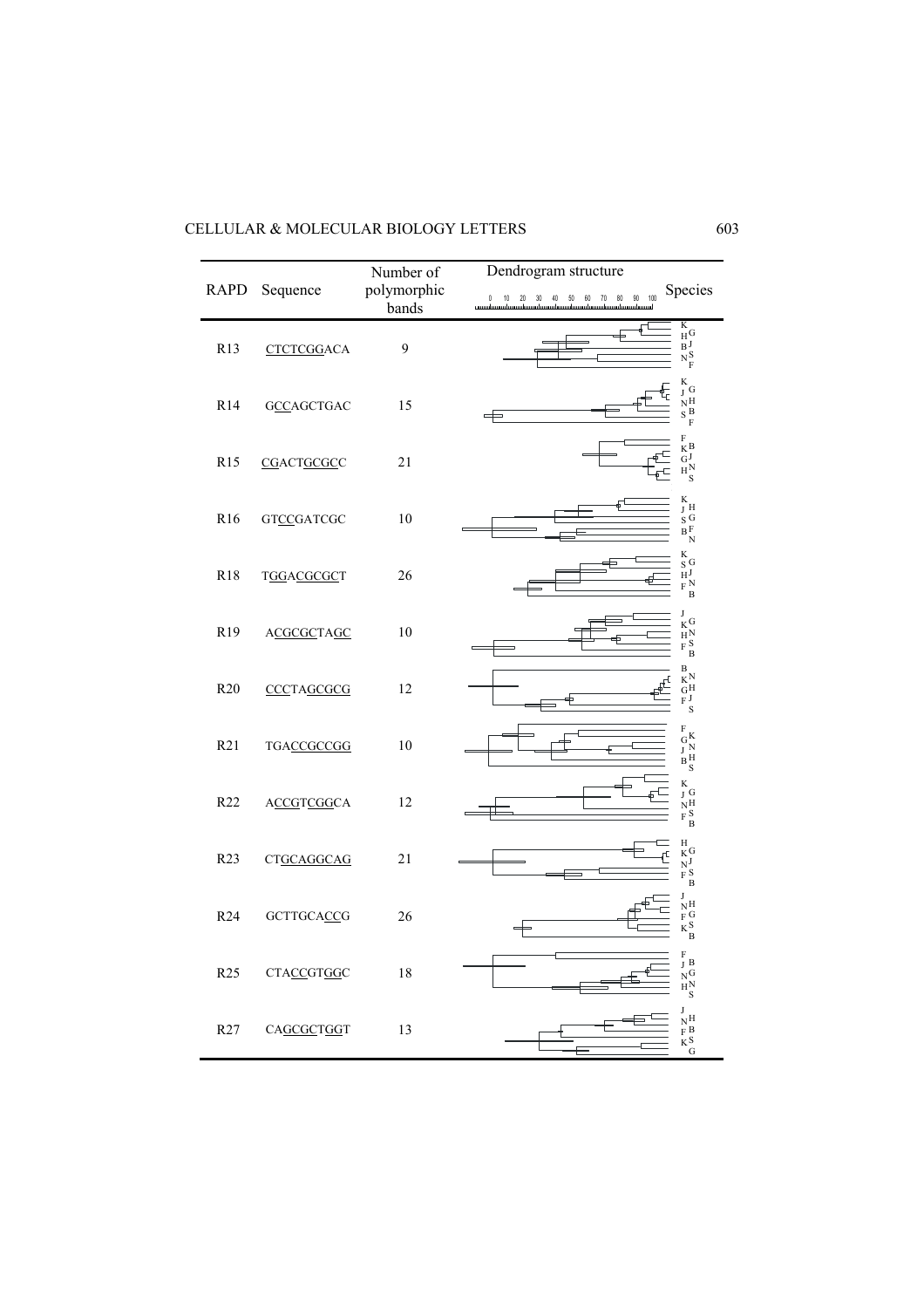| RAPD | Sequence | Number of polymorphic bands | Dendrogram structure | Species |
|---|---|---|---|---|
| R13 | CTCTCGGACA | 9 | | K H G B J N S F |
| R14 | GCCAGCTGAC | 15 | | K J G N H S B F |
| R15 | CGACTGCGCC | 21 | | F K B G J H N S |
| R16 | GTCCGATCGC | 10 | | K J H S G B F N |
| R18 | TGGACGCGCT | 26 | | K S G H J F N B |
| R19 | ACGCGCTAGC | 10 | | J K G H N F S B |
| R20 | CCCTAGCGCG | 12 | | B K N G H F J S |
| R21 | TGACCGCCGG | 10 | | F G K J N B H S |
| R22 | ACCGTCGGCA | 12 | | K J G N H F S B |
| R23 | CTGCAGGCAG | 21 | | H K G N J F S B |
| R24 | GCTTGCACCG | 26 | | J N H F G K S B |
| R25 | CTACCGTGGC | 18 | | F J B N G H N S |
| R27 | CAGCGCTGGT | 13 | | J N H F B K S G |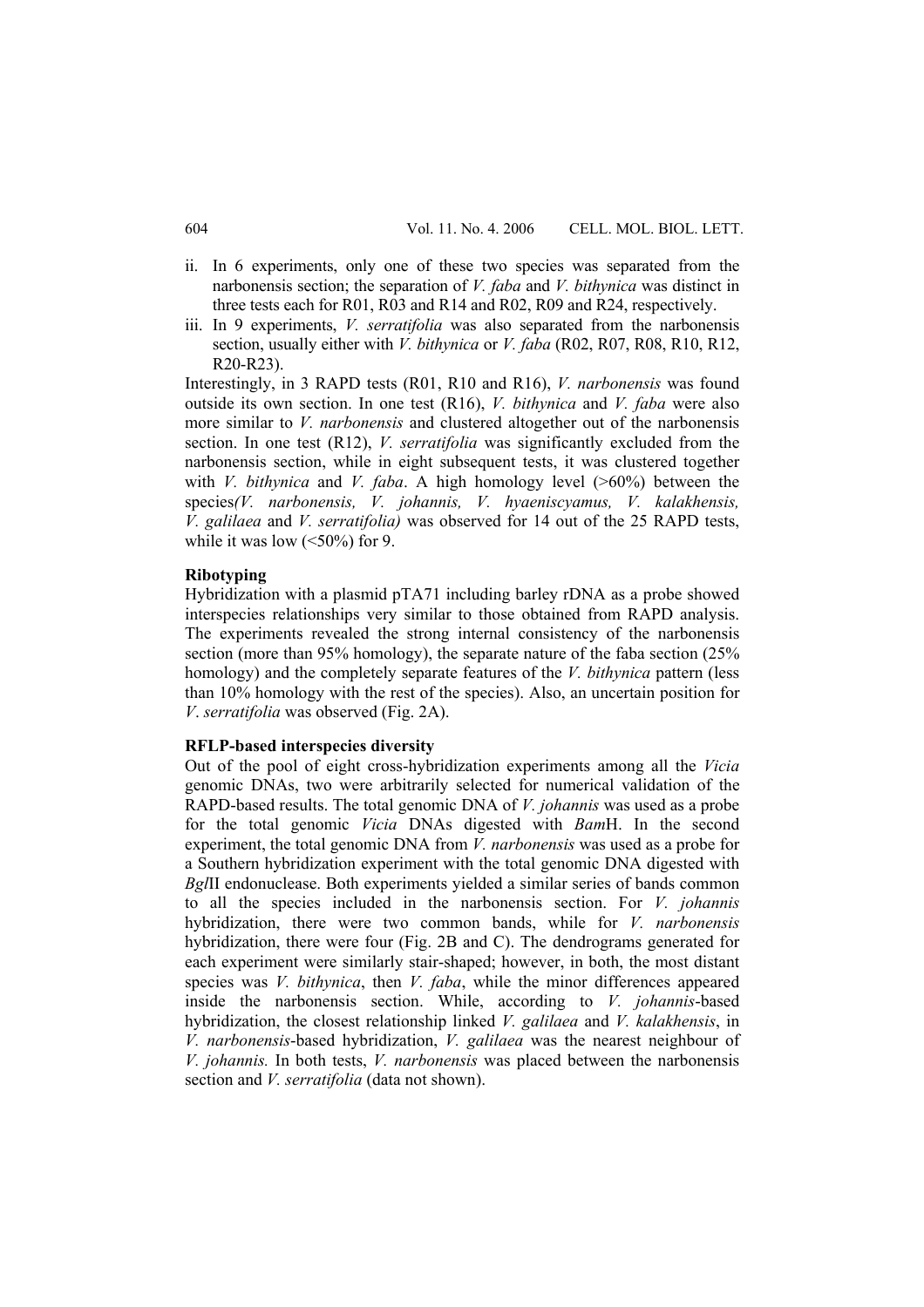ii. In 6 experiments, only one of these two species was separated from the narbonensis section; the separation of *V. faba* and *V. bithynica* was distinct in three tests each for R01, R03 and R14 and R02, R09 and R24, respectively.
iii. In 9 experiments, *V. serratifolia* was also separated from the narbonensis section, usually either with *V. bithynica* or *V. faba* (R02, R07, R08, R10, R12, R20-R23).

Interestingly, in 3 RAPD tests (R01, R10 and R16), *V. narbonensis* was found outside its own section. In one test (R16), *V. bithynica* and *V. faba* were also more similar to *V. narbonensis* and clustered altogether out of the narbonensis section. In one test (R12), *V. serratifolia* was significantly excluded from the narbonensis section, while in eight subsequent tests, it was clustered together with *V. bithynica* and *V. faba*. A high homology level (>60%) between the species*(V. narbonensis, V. johannis, V. hyaeniscyamus, V. kalakhensis, V. galilaea* and *V. serratifolia)* was observed for 14 out of the 25 RAPD tests, while it was low (<50%) for 9.

**Ribotyping**

Hybridization with a plasmid pTA71 including barley rDNA as a probe showed interspecies relationships very similar to those obtained from RAPD analysis. The experiments revealed the strong internal consistency of the narbonensis section (more than 95% homology), the separate nature of the faba section (25% homology) and the completely separate features of the *V. bithynica* pattern (less than 10% homology with the rest of the species). Also, an uncertain position for *V. serratifolia* was observed (Fig. 2A).

**RFLP-based interspecies diversity**

Out of the pool of eight cross-hybridization experiments among all the *Vicia* genomic DNAs, two were arbitrarily selected for numerical validation of the RAPD-based results. The total genomic DNA of *V. johannis* was used as a probe for the total genomic *Vicia* DNAs digested with *Bam*H. In the second experiment, the total genomic DNA from *V. narbonensis* was used as a probe for a Southern hybridization experiment with the total genomic DNA digested with *Bgl*II endonuclease. Both experiments yielded a similar series of bands common to all the species included in the narbonensis section. For *V. johannis* hybridization, there were two common bands, while for *V. narbonensis* hybridization, there were four (Fig. 2B and C). The dendrograms generated for each experiment were similarly stair-shaped; however, in both, the most distant species was *V. bithynica*, then *V. faba*, while the minor differences appeared inside the narbonensis section. While, according to *V. johannis*-based hybridization, the closest relationship linked *V. galilaea* and *V. kalakhensis*, in *V. narbonensis*-based hybridization, *V. galilaea* was the nearest neighbour of *V. johannis.* In both tests, *V. narbonensis* was placed between the narbonensis section and *V. serratifolia* (data not shown).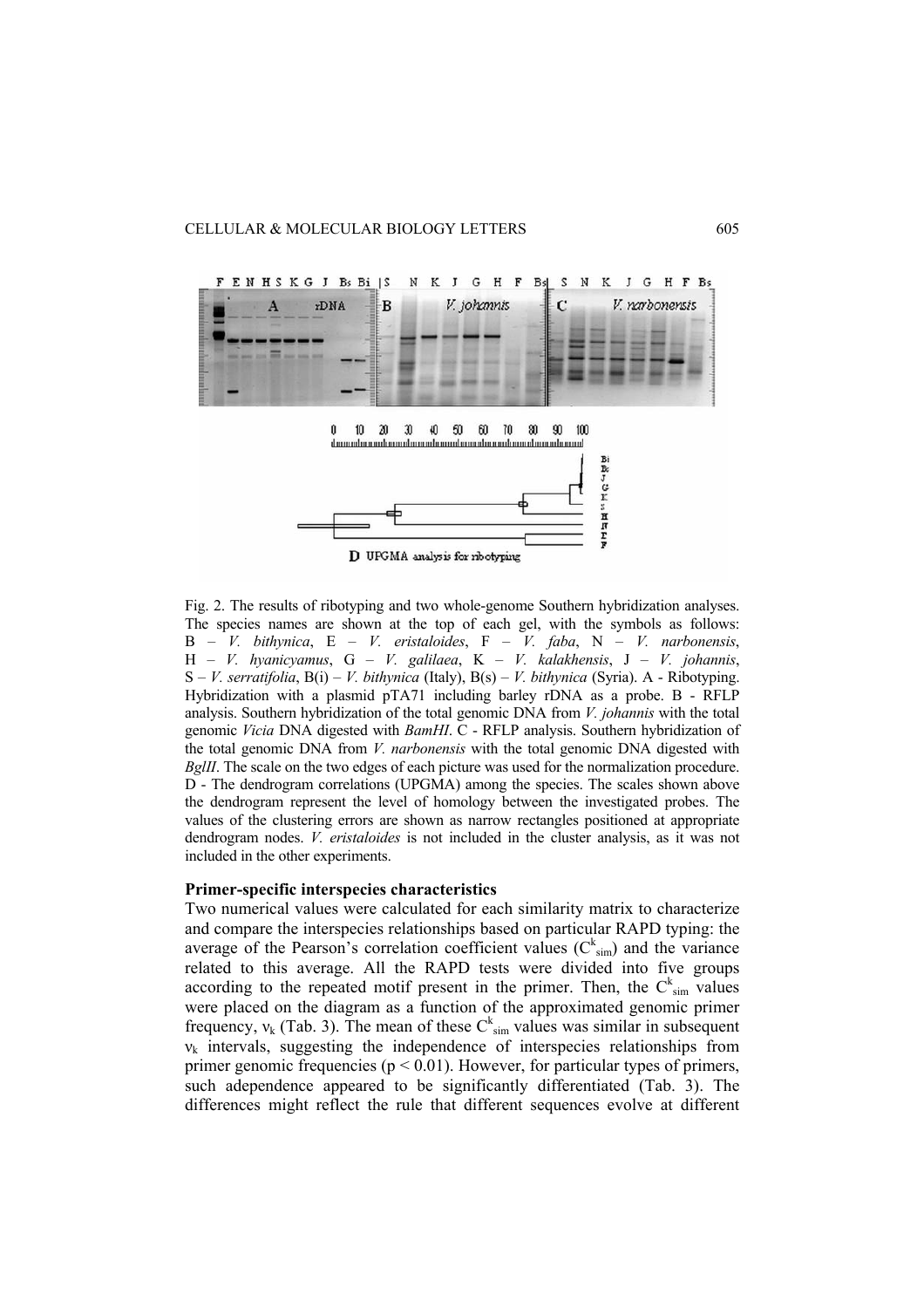Fig. 2. The results of ribotyping and two whole-genome Southern hybridization analyses. The species names are shown at the top of each gel, with the symbols as follows: B – *V. bithynica*, E – *V. eristaloides*, F – *V. faba*, N – *V. narbonensis*, H – *V. hyanicyamus*, G – *V. galilaea*, K – *V. kalakhensis*, J – *V. johannis*, S – *V. serratifolia*, B(i) – *V. bithynica* (Italy), B(s) – *V. bithynica* (Syria). A - Ribotyping. Hybridization with a plasmid pTA71 including barley rDNA as a probe. B - RFLP analysis. Southern hybridization of the total genomic DNA from *V. johannis* with the total genomic *Vicia* DNA digested with *BamHI*. C - RFLP analysis. Southern hybridization of the total genomic DNA from *V. narbonensis* with the total genomic DNA digested with *BglII*. The scale on the two edges of each picture was used for the normalization procedure. D - The dendrogram correlations (UPGMA) among the species. The scales shown above the dendrogram represent the level of homology between the investigated probes. The values of the clustering errors are shown as narrow rectangles positioned at appropriate dendrogram nodes. *V. eristaloides* is not included in the cluster analysis, as it was not included in the other experiments.

**Primer-specific interspecies characteristics**

Two numerical values were calculated for each similarity matrix to characterize and compare the interspecies relationships based on particular RAPD typing: the average of the Pearson's correlation coefficient values ($C^{k}_{sim}$) and the variance related to this average. All the RAPD tests were divided into five groups according to the repeated motif present in the primer. Then, the $C^{k}_{sim}$ values were placed on the diagram as a function of the approximated genomic primer frequency, $\nu_k$ (Tab. 3). The mean of these $C^{k}_{sim}$ values was similar in subsequent $\nu_k$ intervals, suggesting the independence of interspecies relationships from primer genomic frequencies ($p < 0.01$). However, for particular types of primers, such adependence appeared to be significantly differentiated (Tab. 3). The differences might reflect the rule that different sequences evolve at different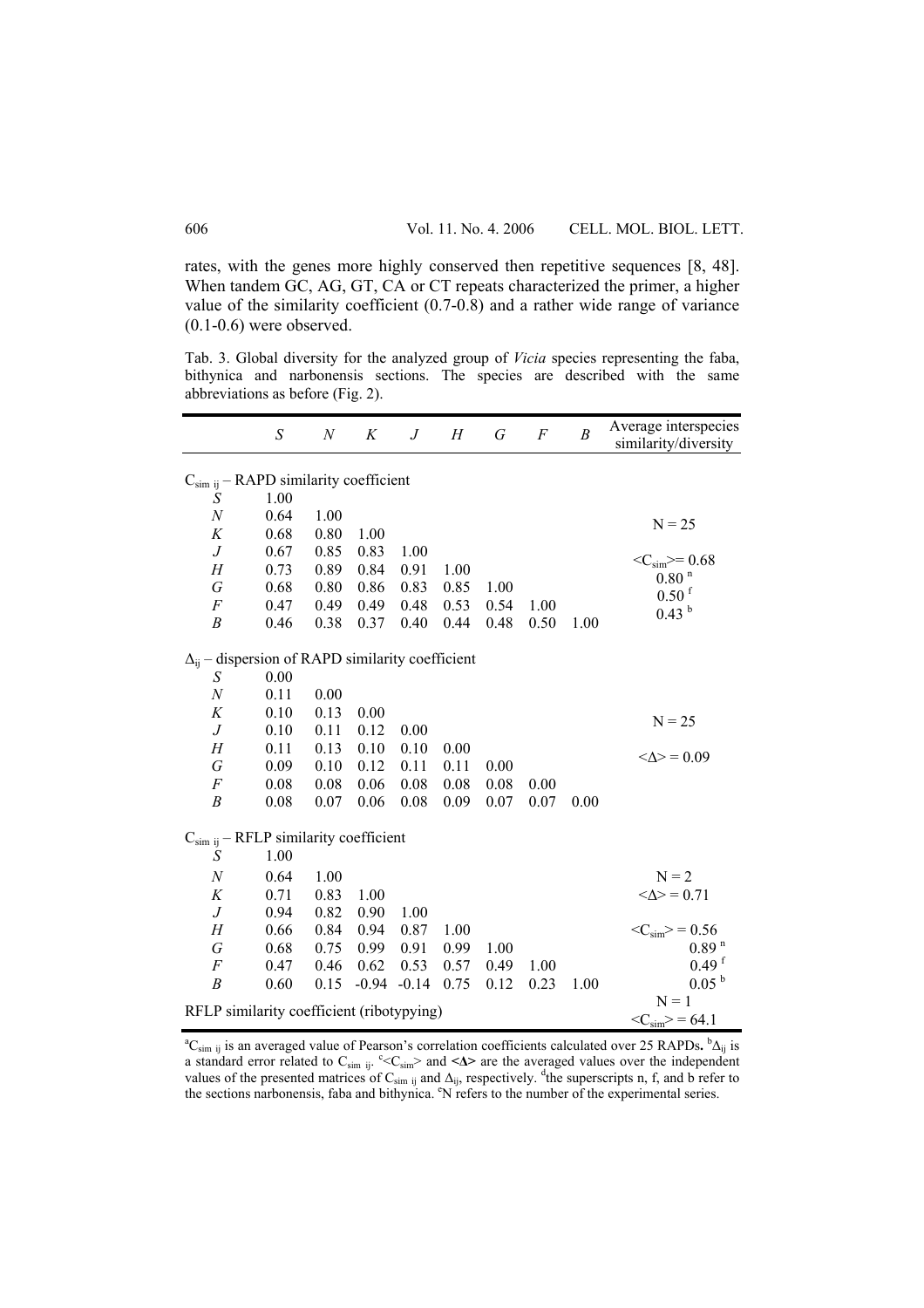rates, with the genes more highly conserved then repetitive sequences [8, 48]. When tandem GC, AG, GT, CA or CT repeats characterized the primer, a higher value of the similarity coefficient (0.7-0.8) and a rather wide range of variance (0.1-0.6) were observed.

Tab. 3. Global diversity for the analyzed group of *Vicia* species representing the faba, bithynica and narbonensis sections. The species are described with the same abbreviations as before (Fig. 2).

| | *S* | *N* | *K* | *J* | *H* | *G* | *F* | *B* | Average interspecies similarity/diversity |
|---|---|---|---|---|---|---|---|---|---|
| $C_{sim\ ij}$ – RAPD similarity coefficient | | | | | | | | | |
| *S* | 1.00 | | | | | | | | |
| *N* | 0.64 | 1.00 | | | | | | | N = 25 |
| *K* | 0.68 | 0.80 | 1.00 | | | | | | |
| *J* | 0.67 | 0.85 | 0.83 | 1.00 | | | | | $<C_{sim}>$= 0.68 |
| *H* | 0.73 | 0.89 | 0.84 | 0.91 | 1.00 | | | | $0.80^{n}$ |
| *G* | 0.68 | 0.80 | 0.86 | 0.83 | 0.85 | 1.00 | | | $0.50^{f}$ |
| *F* | 0.47 | 0.49 | 0.49 | 0.48 | 0.53 | 0.54 | 1.00 | | $0.43^{b}$ |
| *B* | 0.46 | 0.38 | 0.37 | 0.40 | 0.44 | 0.48 | 0.50 | 1.00 | |
| $\Delta_{ij}$ – dispersion of RAPD similarity coefficient | | | | | | | | | |
| *S* | 0.00 | | | | | | | | |
| *N* | 0.11 | 0.00 | | | | | | | |
| *K* | 0.10 | 0.13 | 0.00 | | | | | | N = 25 |
| *J* | 0.10 | 0.11 | 0.12 | 0.00 | | | | | |
| *H* | 0.11 | 0.13 | 0.10 | 0.10 | 0.00 | | | | $<\Delta>$ = 0.09 |
| *G* | 0.09 | 0.10 | 0.12 | 0.11 | 0.11 | 0.00 | | | |
| *F* | 0.08 | 0.08 | 0.06 | 0.08 | 0.08 | 0.08 | 0.00 | | |
| *B* | 0.08 | 0.07 | 0.06 | 0.08 | 0.09 | 0.07 | 0.07 | 0.00 | |
| $C_{sim\ ij}$ – RFLP similarity coefficient | | | | | | | | | |
| *S* | 1.00 | | | | | | | | |
| *N* | 0.64 | 1.00 | | | | | | | N = 2 |
| *K* | 0.71 | 0.83 | 1.00 | | | | | | $<\Delta>$ = 0.71 |
| *J* | 0.94 | 0.82 | 0.90 | 1.00 | | | | | |
| *H* | 0.66 | 0.84 | 0.94 | 0.87 | 1.00 | | | | $<C_{sim}>$ = 0.56 |
| *G* | 0.68 | 0.75 | 0.99 | 0.91 | 0.99 | 1.00 | | | $0.89^{n}$ |
| *F* | 0.47 | 0.46 | 0.62 | 0.53 | 0.57 | 0.49 | 1.00 | | $0.49^{f}$ |
| *B* | 0.60 | 0.15 | -0.94 | -0.14 | 0.75 | 0.12 | 0.23 | 1.00 | $0.05^{b}$ |
| RFLP similarity coefficient (ribotypying) | | | | | | | | | N = 1, $<C_{sim}>$ = 64.1 |

[a]$C_{sim\ ij}$ is an averaged value of Pearson's correlation coefficients calculated over 25 RAPDs. [b]$\Delta_{ij}$ is a standard error related to $C_{sim\ ij}$. [c]$<C_{sim}>$ and $<\Delta>$ are the averaged values over the independent values of the presented matrices of $C_{sim\ ij}$ and $\Delta_{ij}$, respectively. [d]the superscripts n, f, and b refer to the sections narbonensis, faba and bithynica. [e]N refers to the number of the experimental series.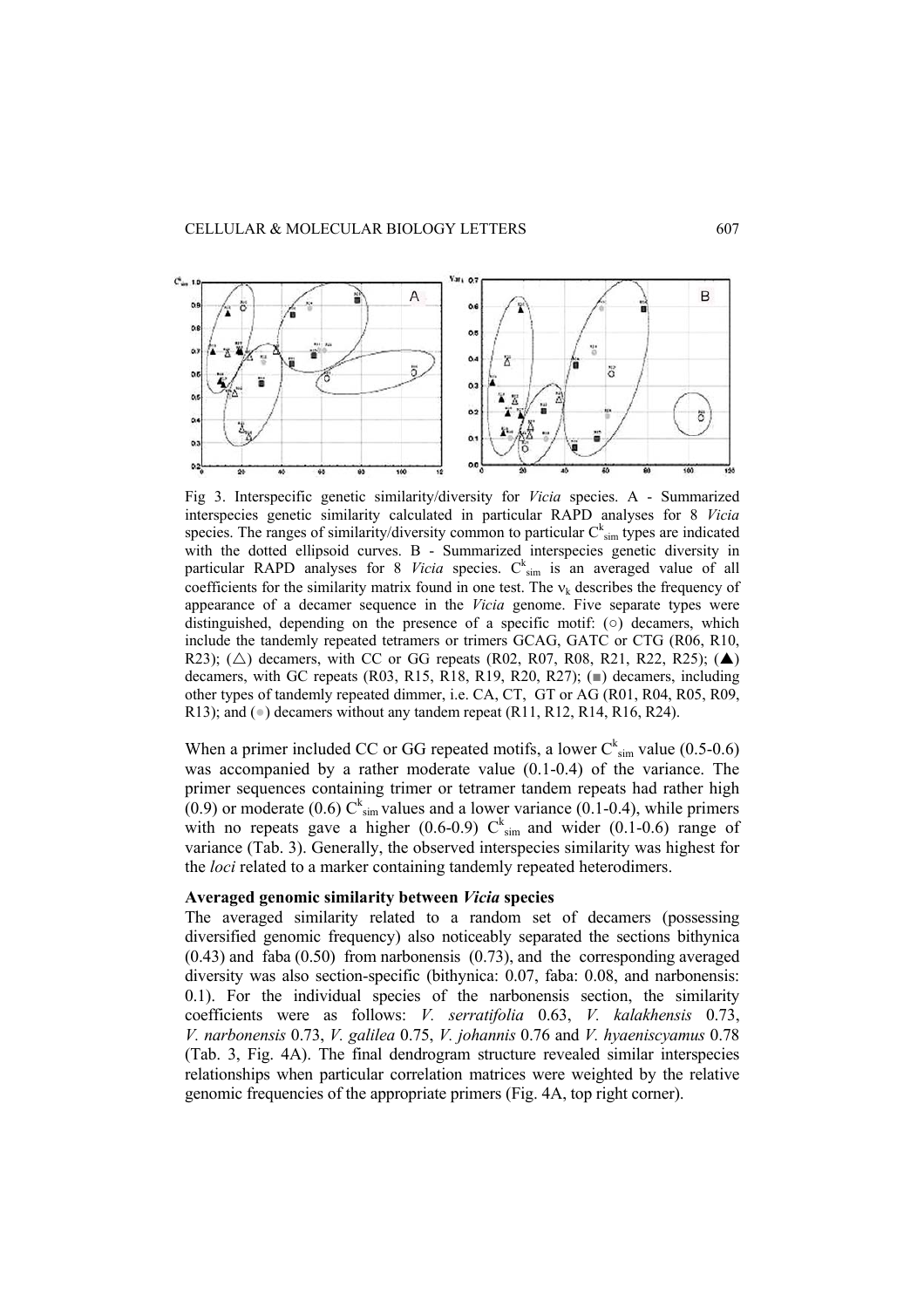Fig 3. Interspecific genetic similarity/diversity for *Vicia* species. A - Summarized interspecies genetic similarity calculated in particular RAPD analyses for 8 *Vicia* species. The ranges of similarity/diversity common to particular $C^k_{sim}$ types are indicated with the dotted ellipsoid curves. B - Summarized interspecies genetic diversity in particular RAPD analyses for 8 *Vicia* species. $C^k_{sim}$ is an averaged value of all coefficients for the similarity matrix found in one test. The $v_k$ describes the frequency of appearance of a decamer sequence in the *Vicia* genome. Five separate types were distinguished, depending on the presence of a specific motif: (○) decamers, which include the tandemly repeated tetramers or trimers GCAG, GATC or CTG (R06, R10, R23); (△) decamers, with CC or GG repeats (R02, R07, R08, R21, R22, R25); (▲) decamers, with GC repeats (R03, R15, R18, R19, R20, R27); (■) decamers, including other types of tandemly repeated dimmer, i.e. CA, CT, GT or AG (R01, R04, R05, R09, R13); and (●) decamers without any tandem repeat (R11, R12, R14, R16, R24).

When a primer included CC or GG repeated motifs, a lower $C^k_{sim}$ value (0.5-0.6) was accompanied by a rather moderate value (0.1-0.4) of the variance. The primer sequences containing trimer or tetramer tandem repeats had rather high (0.9) or moderate (0.6) $C^k_{sim}$ values and a lower variance (0.1-0.4), while primers with no repeats gave a higher (0.6-0.9) $C^k_{sim}$ and wider (0.1-0.6) range of variance (Tab. 3). Generally, the observed interspecies similarity was highest for the *loci* related to a marker containing tandemly repeated heterodimers.

### Averaged genomic similarity between *Vicia* species

The averaged similarity related to a random set of decamers (possessing diversified genomic frequency) also noticeably separated the sections bithynica (0.43) and faba (0.50) from narbonensis (0.73), and the corresponding averaged diversity was also section-specific (bithynica: 0.07, faba: 0.08, and narbonensis: 0.1). For the individual species of the narbonensis section, the similarity coefficients were as follows: *V. serratifolia* 0.63, *V. kalakhensis* 0.73, *V. narbonensis* 0.73, *V. galilea* 0.75, *V. johannis* 0.76 and *V. hyaeniscyamus* 0.78 (Tab. 3, Fig. 4A). The final dendrogram structure revealed similar interspecies relationships when particular correlation matrices were weighted by the relative genomic frequencies of the appropriate primers (Fig. 4A, top right corner).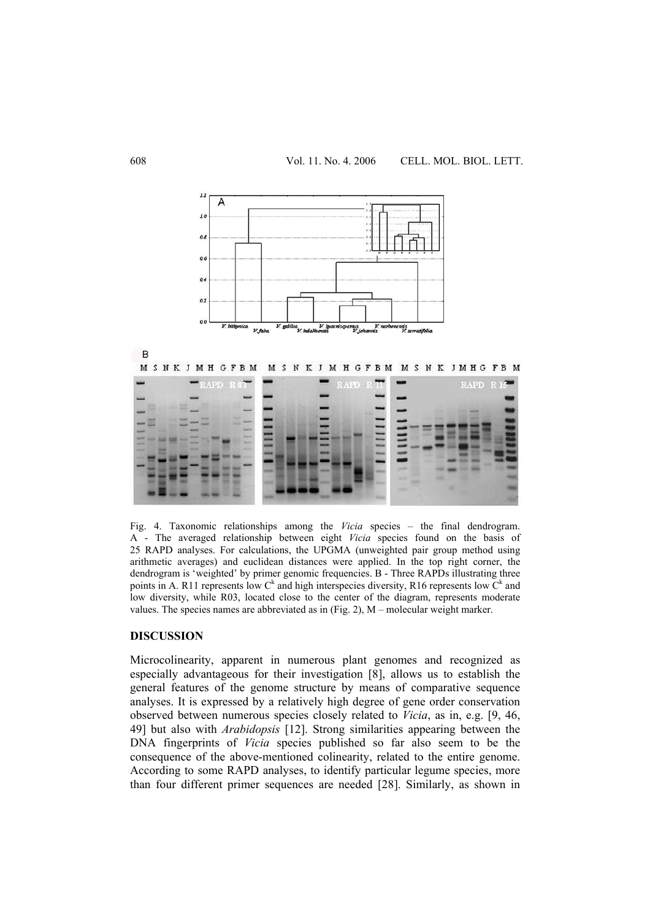Fig. 4. Taxonomic relationships among the *Vicia* species – the final dendrogram. A - The averaged relationship between eight *Vicia* species found on the basis of 25 RAPD analyses. For calculations, the UPGMA (unweighted pair group method using arithmetic averages) and euclidean distances were applied. In the top right corner, the dendrogram is 'weighted' by primer genomic frequencies. B - Three RAPDs illustrating three points in A. R11 represents low $C^k$ and high interspecies diversity, R16 represents low $C^k$ and low diversity, while R03, located close to the center of the diagram, represents moderate values. The species names are abbreviated as in (Fig. 2), M – molecular weight marker.

## DISCUSSION

Microcolinearity, apparent in numerous plant genomes and recognized as especially advantageous for their investigation [8], allows us to establish the general features of the genome structure by means of comparative sequence analyses. It is expressed by a relatively high degree of gene order conservation observed between numerous species closely related to *Vicia*, as in, e.g. [9, 46, 49] but also with *Arabidopsis* [12]. Strong similarities appearing between the DNA fingerprints of *Vicia* species published so far also seem to be the consequence of the above-mentioned colinearity, related to the entire genome. According to some RAPD analyses, to identify particular legume species, more than four different primer sequences are needed [28]. Similarly, as shown in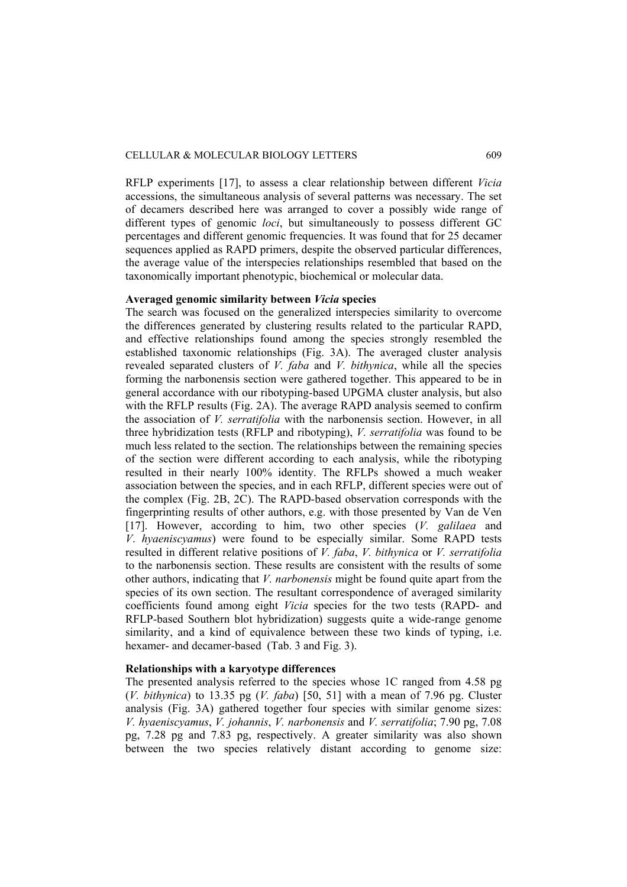RFLP experiments [17], to assess a clear relationship between different *Vicia* accessions, the simultaneous analysis of several patterns was necessary. The set of decamers described here was arranged to cover a possibly wide range of different types of genomic *loci*, but simultaneously to possess different GC percentages and different genomic frequencies. It was found that for 25 decamer sequences applied as RAPD primers, despite the observed particular differences, the average value of the interspecies relationships resembled that based on the taxonomically important phenotypic, biochemical or molecular data.

**Averaged genomic similarity between *Vicia* species**

The search was focused on the generalized interspecies similarity to overcome the differences generated by clustering results related to the particular RAPD, and effective relationships found among the species strongly resembled the established taxonomic relationships (Fig. 3A). The averaged cluster analysis revealed separated clusters of *V. faba* and *V. bithynica*, while all the species forming the narbonensis section were gathered together. This appeared to be in general accordance with our ribotyping-based UPGMA cluster analysis, but also with the RFLP results (Fig. 2A). The average RAPD analysis seemed to confirm the association of *V. serratifolia* with the narbonensis section. However, in all three hybridization tests (RFLP and ribotyping), *V. serratifolia* was found to be much less related to the section. The relationships between the remaining species of the section were different according to each analysis, while the ribotyping resulted in their nearly 100% identity. The RFLPs showed a much weaker association between the species, and in each RFLP, different species were out of the complex (Fig. 2B, 2C). The RAPD-based observation corresponds with the fingerprinting results of other authors, e.g. with those presented by Van de Ven [17]. However, according to him, two other species (*V. galilaea* and *V. hyaeniscyamus*) were found to be especially similar. Some RAPD tests resulted in different relative positions of *V. faba*, *V. bithynica* or *V. serratifolia* to the narbonensis section. These results are consistent with the results of some other authors, indicating that *V. narbonensis* might be found quite apart from the species of its own section. The resultant correspondence of averaged similarity coefficients found among eight *Vicia* species for the two tests (RAPD- and RFLP-based Southern blot hybridization) suggests quite a wide-range genome similarity, and a kind of equivalence between these two kinds of typing, i.e. hexamer- and decamer-based (Tab. 3 and Fig. 3).

**Relationships with a karyotype differences**

The presented analysis referred to the species whose 1C ranged from 4.58 pg (*V. bithynica*) to 13.35 pg (*V. faba*) [50, 51] with a mean of 7.96 pg. Cluster analysis (Fig. 3A) gathered together four species with similar genome sizes: *V. hyaeniscyamus*, *V. johannis*, *V. narbonensis* and *V. serratifolia*; 7.90 pg, 7.08 pg, 7.28 pg and 7.83 pg, respectively. A greater similarity was also shown between the two species relatively distant according to genome size: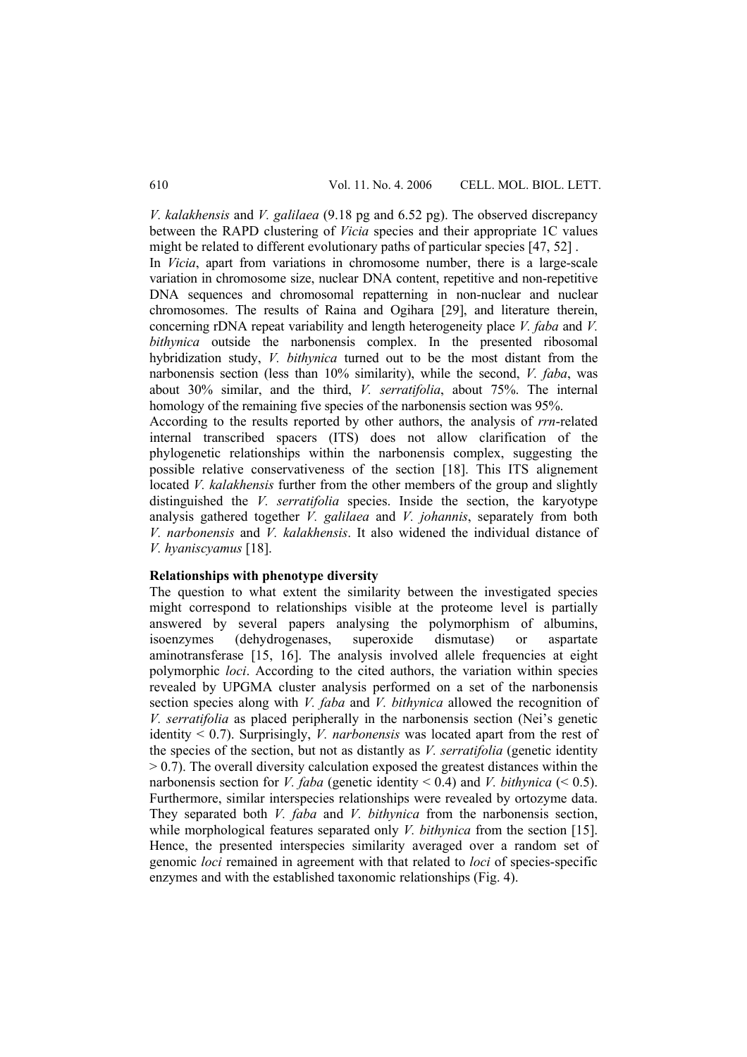*V. kalakhensis* and *V. galilaea* (9.18 pg and 6.52 pg). The observed discrepancy between the RAPD clustering of *Vicia* species and their appropriate 1C values might be related to different evolutionary paths of particular species [47, 52] .

In *Vicia*, apart from variations in chromosome number, there is a large-scale variation in chromosome size, nuclear DNA content, repetitive and non-repetitive DNA sequences and chromosomal repatterning in non-nuclear and nuclear chromosomes. The results of Raina and Ogihara [29], and literature therein, concerning rDNA repeat variability and length heterogeneity place *V. faba* and *V. bithynica* outside the narbonensis complex. In the presented ribosomal hybridization study, *V. bithynica* turned out to be the most distant from the narbonensis section (less than 10% similarity), while the second, *V. faba*, was about 30% similar, and the third, *V. serratifolia*, about 75%. The internal homology of the remaining five species of the narbonensis section was 95%.

According to the results reported by other authors, the analysis of *rrn*-related internal transcribed spacers (ITS) does not allow clarification of the phylogenetic relationships within the narbonensis complex, suggesting the possible relative conservativeness of the section [18]. This ITS alignement located *V. kalakhensis* further from the other members of the group and slightly distinguished the *V. serratifolia* species. Inside the section, the karyotype analysis gathered together *V. galilaea* and *V. johannis*, separately from both *V. narbonensis* and *V. kalakhensis*. It also widened the individual distance of *V. hyaniscyamus* [18].

**Relationships with phenotype diversity**

The question to what extent the similarity between the investigated species might correspond to relationships visible at the proteome level is partially answered by several papers analysing the polymorphism of albumins, isoenzymes (dehydrogenases, superoxide dismutase) or aspartate aminotransferase [15, 16]. The analysis involved allele frequencies at eight polymorphic *loci*. According to the cited authors, the variation within species revealed by UPGMA cluster analysis performed on a set of the narbonensis section species along with *V. faba* and *V. bithynica* allowed the recognition of *V. serratifolia* as placed peripherally in the narbonensis section (Nei's genetic identity $< 0.7$). Surprisingly, *V. narbonensis* was located apart from the rest of the species of the section, but not as distantly as *V. serratifolia* (genetic identity $> 0.7$). The overall diversity calculation exposed the greatest distances within the narbonensis section for *V. faba* (genetic identity $< 0.4$) and *V. bithynica* ($< 0.5$). Furthermore, similar interspecies relationships were revealed by ortozyme data. They separated both *V. faba* and *V. bithynica* from the narbonensis section, while morphological features separated only *V. bithynica* from the section [15]. Hence, the presented interspecies similarity averaged over a random set of genomic *loci* remained in agreement with that related to *loci* of species-specific enzymes and with the established taxonomic relationships (Fig. 4).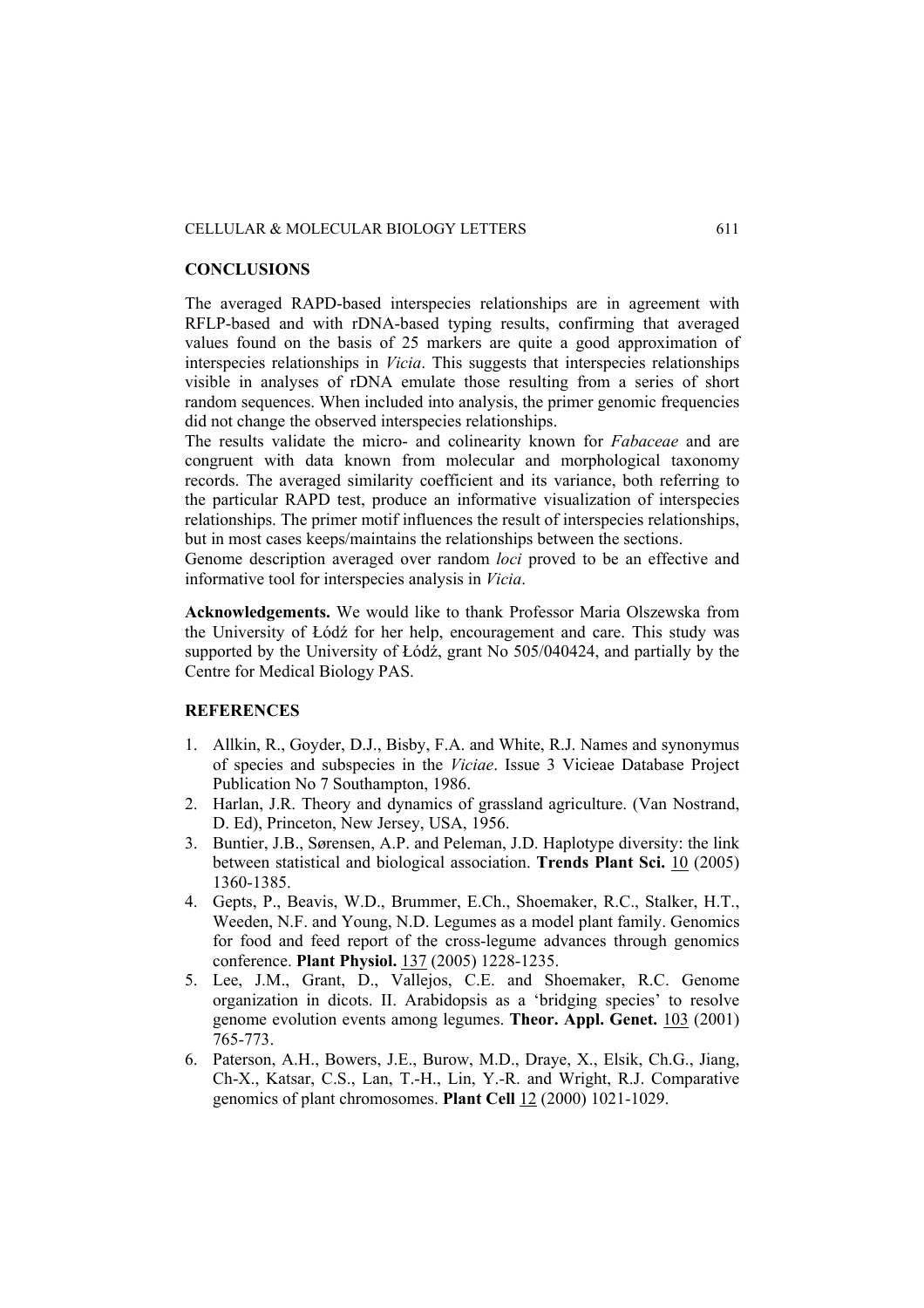## CONCLUSIONS

The averaged RAPD-based interspecies relationships are in agreement with RFLP-based and with rDNA-based typing results, confirming that averaged values found on the basis of 25 markers are quite a good approximation of interspecies relationships in *Vicia*. This suggests that interspecies relationships visible in analyses of rDNA emulate those resulting from a series of short random sequences. When included into analysis, the primer genomic frequencies did not change the observed interspecies relationships.

The results validate the micro- and colinearity known for *Fabaceae* and are congruent with data known from molecular and morphological taxonomy records. The averaged similarity coefficient and its variance, both referring to the particular RAPD test, produce an informative visualization of interspecies relationships. The primer motif influences the result of interspecies relationships, but in most cases keeps/maintains the relationships between the sections.

Genome description averaged over random *loci* proved to be an effective and informative tool for interspecies analysis in *Vicia*.

**Acknowledgements.** We would like to thank Professor Maria Olszewska from the University of Łódź for her help, encouragement and care. This study was supported by the University of Łódź, grant No 505/040424, and partially by the Centre for Medical Biology PAS.

## REFERENCES

1. Allkin, R., Goyder, D.J., Bisby, F.A. and White, R.J. Names and synonymus of species and subspecies in the *Viciae*. Issue 3 Vicieae Database Project Publication No 7 Southampton, 1986.
2. Harlan, J.R. Theory and dynamics of grassland agriculture. (Van Nostrand, D. Ed), Princeton, New Jersey, USA, 1956.
3. Buntier, J.B., Sørensen, A.P. and Peleman, J.D. Haplotype diversity: the link between statistical and biological association. **Trends Plant Sci.** 10 (2005) 1360-1385.
4. Gepts, P., Beavis, W.D., Brummer, E.Ch., Shoemaker, R.C., Stalker, H.T., Weeden, N.F. and Young, N.D. Legumes as a model plant family. Genomics for food and feed report of the cross-legume advances through genomics conference. **Plant Physiol.** 137 (2005) 1228-1235.
5. Lee, J.M., Grant, D., Vallejos, C.E. and Shoemaker, R.C. Genome organization in dicots. II. Arabidopsis as a 'bridging species' to resolve genome evolution events among legumes. **Theor. Appl. Genet.** 103 (2001) 765-773.
6. Paterson, A.H., Bowers, J.E., Burow, M.D., Draye, X., Elsik, Ch.G., Jiang, Ch-X., Katsar, C.S., Lan, T.-H., Lin, Y.-R. and Wright, R.J. Comparative genomics of plant chromosomes. **Plant Cell** 12 (2000) 1021-1029.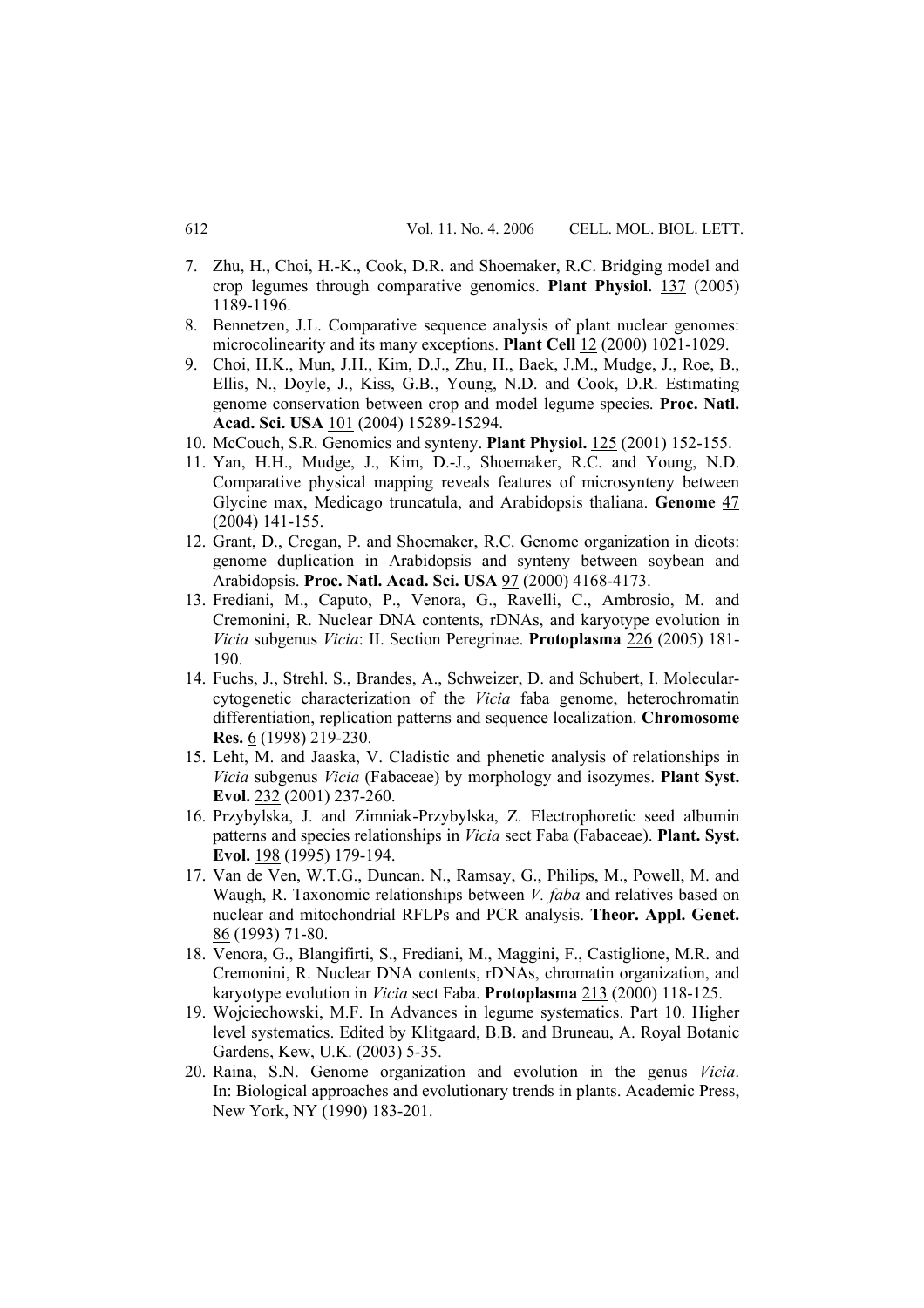7. Zhu, H., Choi, H.-K., Cook, D.R. and Shoemaker, R.C. Bridging model and crop legumes through comparative genomics. **Plant Physiol.** 137 (2005) 1189-1196.
8. Bennetzen, J.L. Comparative sequence analysis of plant nuclear genomes: microcolinearity and its many exceptions. **Plant Cell** 12 (2000) 1021-1029.
9. Choi, H.K., Mun, J.H., Kim, D.J., Zhu, H., Baek, J.M., Mudge, J., Roe, B., Ellis, N., Doyle, J., Kiss, G.B., Young, N.D. and Cook, D.R. Estimating genome conservation between crop and model legume species. **Proc. Natl. Acad. Sci. USA** 101 (2004) 15289-15294.
10. McCouch, S.R. Genomics and synteny. **Plant Physiol.** 125 (2001) 152-155.
11. Yan, H.H., Mudge, J., Kim, D.-J., Shoemaker, R.C. and Young, N.D. Comparative physical mapping reveals features of microsynteny between Glycine max, Medicago truncatula, and Arabidopsis thaliana. **Genome** 47 (2004) 141-155.
12. Grant, D., Cregan, P. and Shoemaker, R.C. Genome organization in dicots: genome duplication in Arabidopsis and synteny between soybean and Arabidopsis. **Proc. Natl. Acad. Sci. USA** 97 (2000) 4168-4173.
13. Frediani, M., Caputo, P., Venora, G., Ravelli, C., Ambrosio, M. and Cremonini, R. Nuclear DNA contents, rDNAs, and karyotype evolution in *Vicia* subgenus *Vicia*: II. Section Peregrinae. **Protoplasma** 226 (2005) 181-190.
14. Fuchs, J., Strehl. S., Brandes, A., Schweizer, D. and Schubert, I. Molecular-cytogenetic characterization of the *Vicia* faba genome, heterochromatin differentiation, replication patterns and sequence localization. **Chromosome Res.** 6 (1998) 219-230.
15. Leht, M. and Jaaska, V. Cladistic and phenetic analysis of relationships in *Vicia* subgenus *Vicia* (Fabaceae) by morphology and isozymes. **Plant Syst. Evol.** 232 (2001) 237-260.
16. Przybylska, J. and Zimniak-Przybylska, Z. Electrophoretic seed albumin patterns and species relationships in *Vicia* sect Faba (Fabaceae). **Plant. Syst. Evol.** 198 (1995) 179-194.
17. Van de Ven, W.T.G., Duncan. N., Ramsay, G., Philips, M., Powell, M. and Waugh, R. Taxonomic relationships between *V. faba* and relatives based on nuclear and mitochondrial RFLPs and PCR analysis. **Theor. Appl. Genet.** 86 (1993) 71-80.
18. Venora, G., Blangifirti, S., Frediani, M., Maggini, F., Castiglione, M.R. and Cremonini, R. Nuclear DNA contents, rDNAs, chromatin organization, and karyotype evolution in *Vicia* sect Faba. **Protoplasma** 213 (2000) 118-125.
19. Wojciechowski, M.F. In Advances in legume systematics. Part 10. Higher level systematics. Edited by Klitgaard, B.B. and Bruneau, A. Royal Botanic Gardens, Kew, U.K. (2003) 5-35.
20. Raina, S.N. Genome organization and evolution in the genus *Vicia*. In: Biological approaches and evolutionary trends in plants. Academic Press, New York, NY (1990) 183-201.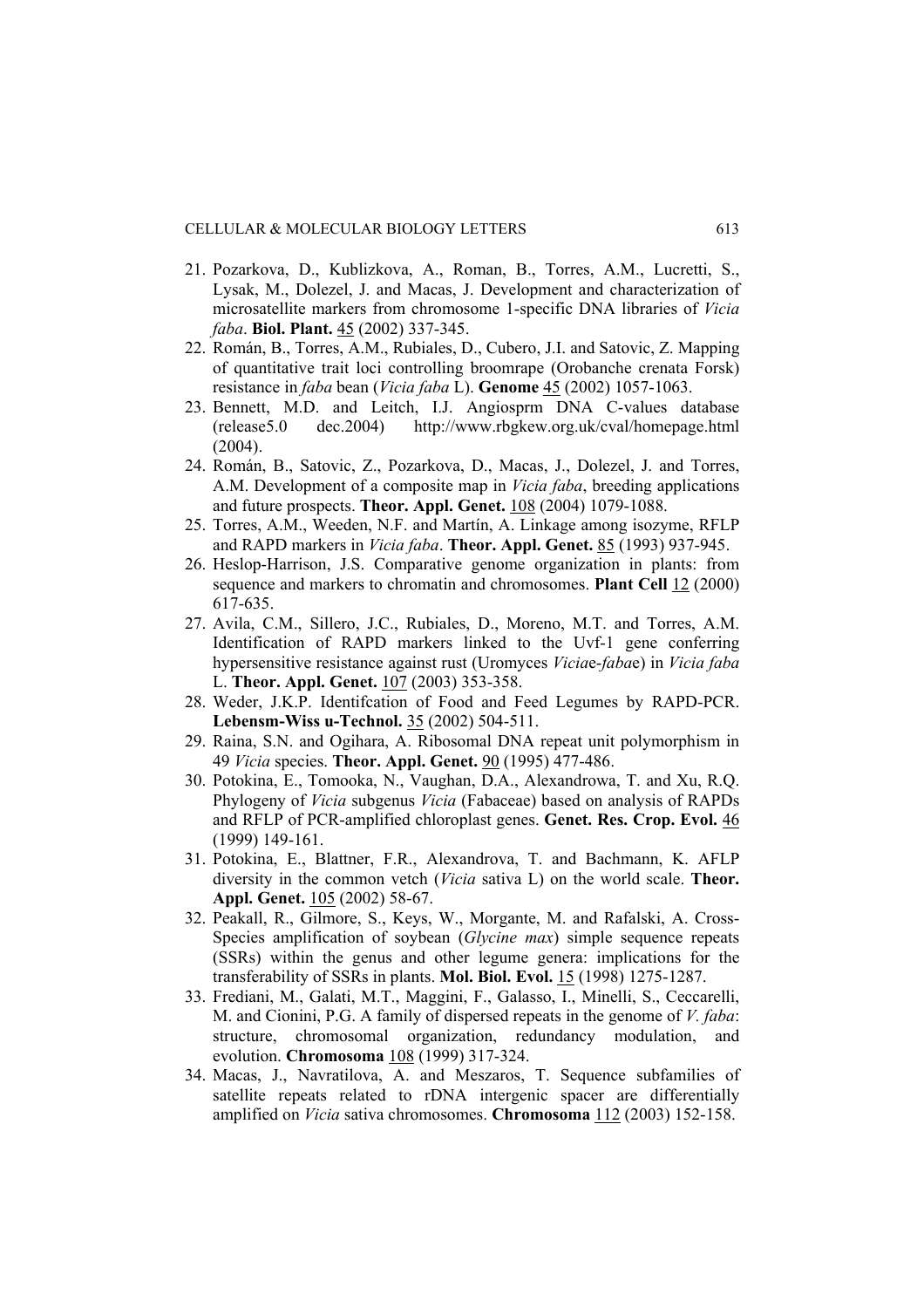21. Pozarkova, D., Kublizkova, A., Roman, B., Torres, A.M., Lucretti, S., Lysak, M., Dolezel, J. and Macas, J. Development and characterization of microsatellite markers from chromosome 1-specific DNA libraries of *Vicia faba*. **Biol. Plant.** 45 (2002) 337-345.
22. Román, B., Torres, A.M., Rubiales, D., Cubero, J.I. and Satovic, Z. Mapping of quantitative trait loci controlling broomrape (Orobanche crenata Forsk) resistance in *faba* bean (*Vicia faba* L). **Genome** 45 (2002) 1057-1063.
23. Bennett, M.D. and Leitch, I.J. Angiosprm DNA C-values database (release5.0 dec.2004) http://www.rbgkew.org.uk/cval/homepage.html (2004).
24. Román, B., Satovic, Z., Pozarkova, D., Macas, J., Dolezel, J. and Torres, A.M. Development of a composite map in *Vicia faba*, breeding applications and future prospects. **Theor. Appl. Genet.** 108 (2004) 1079-1088.
25. Torres, A.M., Weeden, N.F. and Martín, A. Linkage among isozyme, RFLP and RAPD markers in *Vicia faba*. **Theor. Appl. Genet.** 85 (1993) 937-945.
26. Heslop-Harrison, J.S. Comparative genome organization in plants: from sequence and markers to chromatin and chromosomes. **Plant Cell** 12 (2000) 617-635.
27. Avila, C.M., Sillero, J.C., Rubiales, D., Moreno, M.T. and Torres, A.M. Identification of RAPD markers linked to the Uvf-1 gene conferring hypersensitive resistance against rust (Uromyces *Viciae*-*fabae*) in *Vicia faba* L. **Theor. Appl. Genet.** 107 (2003) 353-358.
28. Weder, J.K.P. Identifcation of Food and Feed Legumes by RAPD-PCR. **Lebensm-Wiss u-Technol.** 35 (2002) 504-511.
29. Raina, S.N. and Ogihara, A. Ribosomal DNA repeat unit polymorphism in 49 *Vicia* species. **Theor. Appl. Genet.** 90 (1995) 477-486.
30. Potokina, E., Tomooka, N., Vaughan, D.A., Alexandrowa, T. and Xu, R.Q. Phylogeny of *Vicia* subgenus *Vicia* (Fabaceae) based on analysis of RAPDs and RFLP of PCR-amplified chloroplast genes. **Genet. Res. Crop. Evol.** 46 (1999) 149-161.
31. Potokina, E., Blattner, F.R., Alexandrova, T. and Bachmann, K. AFLP diversity in the common vetch (*Vicia* sativa L) on the world scale. **Theor. Appl. Genet.** 105 (2002) 58-67.
32. Peakall, R., Gilmore, S., Keys, W., Morgante, M. and Rafalski, A. Cross-Species amplification of soybean (*Glycine max*) simple sequence repeats (SSRs) within the genus and other legume genera: implications for the transferability of SSRs in plants. **Mol. Biol. Evol.** 15 (1998) 1275-1287.
33. Frediani, M., Galati, M.T., Maggini, F., Galasso, I., Minelli, S., Ceccarelli, M. and Cionini, P.G. A family of dispersed repeats in the genome of *V. faba*: structure, chromosomal organization, redundancy modulation, and evolution. **Chromosoma** 108 (1999) 317-324.
34. Macas, J., Navratilova, A. and Meszaros, T. Sequence subfamilies of satellite repeats related to rDNA intergenic spacer are differentially amplified on *Vicia* sativa chromosomes. **Chromosoma** 112 (2003) 152-158.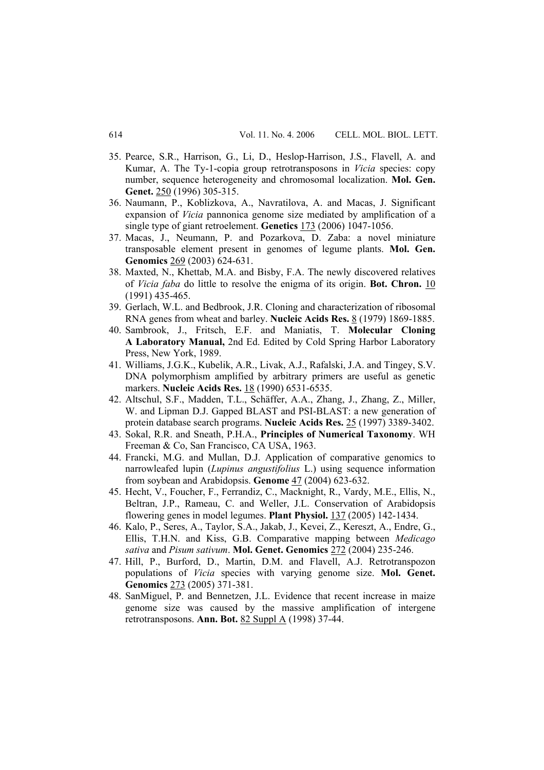35. Pearce, S.R., Harrison, G., Li, D., Heslop-Harrison, J.S., Flavell, A. and Kumar, A. The Ty-1-copia group retrotransposons in *Vicia* species: copy number, sequence heterogeneity and chromosomal localization. **Mol. Gen. Genet.** 250 (1996) 305-315.
36. Naumann, P., Koblizkova, A., Navratilova, A. and Macas, J. Significant expansion of *Vicia* pannonica genome size mediated by amplification of a single type of giant retroelement. **Genetics** 173 (2006) 1047-1056.
37. Macas, J., Neumann, P. and Pozarkova, D. Zaba: a novel miniature transposable element present in genomes of legume plants. **Mol. Gen. Genomics** 269 (2003) 624-631.
38. Maxted, N., Khettab, M.A. and Bisby, F.A. The newly discovered relatives of *Vicia faba* do little to resolve the enigma of its origin. **Bot. Chron.** 10 (1991) 435-465.
39. Gerlach, W.L. and Bedbrook, J.R. Cloning and characterization of ribosomal RNA genes from wheat and barley. **Nucleic Acids Res.** 8 (1979) 1869-1885.
40. Sambrook, J., Fritsch, E.F. and Maniatis, T. **Molecular Cloning A Laboratory Manual,** 2nd Ed. Edited by Cold Spring Harbor Laboratory Press, New York, 1989.
41. Williams, J.G.K., Kubelik, A.R., Livak, A.J., Rafalski, J.A. and Tingey, S.V. DNA polymorphism amplified by arbitrary primers are useful as genetic markers. **Nucleic Acids Res.** 18 (1990) 6531-6535.
42. Altschul, S.F., Madden, T.L., Schäffer, A.A., Zhang, J., Zhang, Z., Miller, W. and Lipman D.J. Gapped BLAST and PSI-BLAST: a new generation of protein database search programs. **Nucleic Acids Res.** 25 (1997) 3389-3402.
43. Sokal, R.R. and Sneath, P.H.A., **Principles of Numerical Taxonomy**. WH Freeman & Co, San Francisco, CA USA, 1963.
44. Francki, M.G. and Mullan, D.J. Application of comparative genomics to narrowleafed lupin (*Lupinus angustifolius* L.) using sequence information from soybean and Arabidopsis. **Genome** 47 (2004) 623-632.
45. Hecht, V., Foucher, F., Ferrandiz, C., Macknight, R., Vardy, M.E., Ellis, N., Beltran, J.P., Rameau, C. and Weller, J.L. Conservation of Arabidopsis flowering genes in model legumes. **Plant Physiol.** 137 (2005) 142-1434.
46. Kalo, P., Seres, A., Taylor, S.A., Jakab, J., Kevei, Z., Kereszt, A., Endre, G., Ellis, T.H.N. and Kiss, G.B. Comparative mapping between *Medicago sativa* and *Pisum sativum*. **Mol. Genet. Genomics** 272 (2004) 235-246.
47. Hill, P., Burford, D., Martin, D.M. and Flavell, A.J. Retrotranspozon populations of *Vicia* species with varying genome size. **Mol. Genet. Genomics** 273 (2005) 371-381.
48. SanMiguel, P. and Bennetzen, J.L. Evidence that recent increase in maize genome size was caused by the massive amplification of intergene retrotransposons. **Ann. Bot.** 82 Suppl A (1998) 37-44.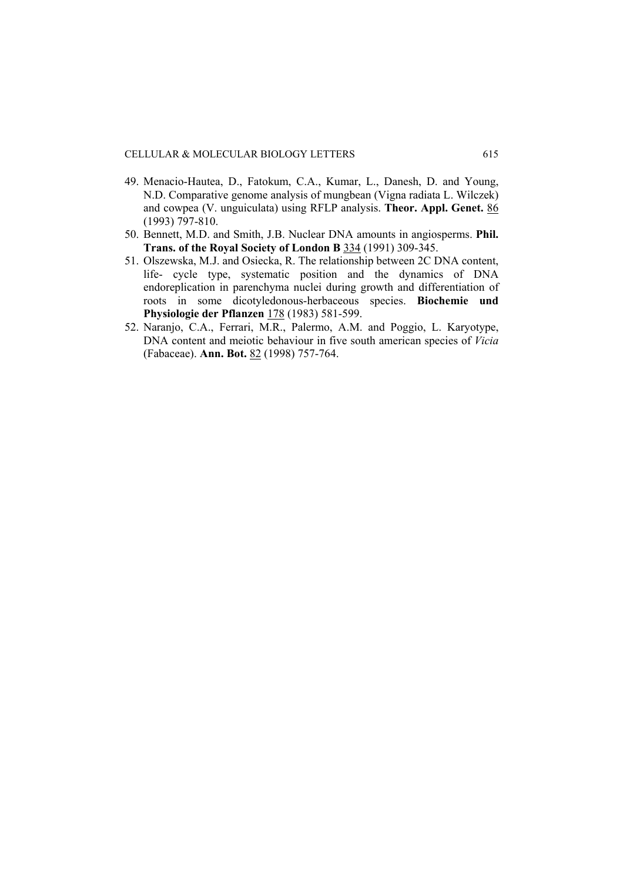49. Menacio-Hautea, D., Fatokum, C.A., Kumar, L., Danesh, D. and Young, N.D. Comparative genome analysis of mungbean (Vigna radiata L. Wilczek) and cowpea (V. unguiculata) using RFLP analysis. **Theor. Appl. Genet.** 86 (1993) 797-810.
50. Bennett, M.D. and Smith, J.B. Nuclear DNA amounts in angiosperms. **Phil. Trans. of the Royal Society of London B** 334 (1991) 309-345.
51. Olszewska, M.J. and Osiecka, R. The relationship between 2C DNA content, life- cycle type, systematic position and the dynamics of DNA endoreplication in parenchyma nuclei during growth and differentiation of roots in some dicotyledonous-herbaceous species. **Biochemie und Physiologie der Pflanzen** 178 (1983) 581-599.
52. Naranjo, C.A., Ferrari, M.R., Palermo, A.M. and Poggio, L. Karyotype, DNA content and meiotic behaviour in five south american species of *Vicia* (Fabaceae). **Ann. Bot.** 82 (1998) 757-764.